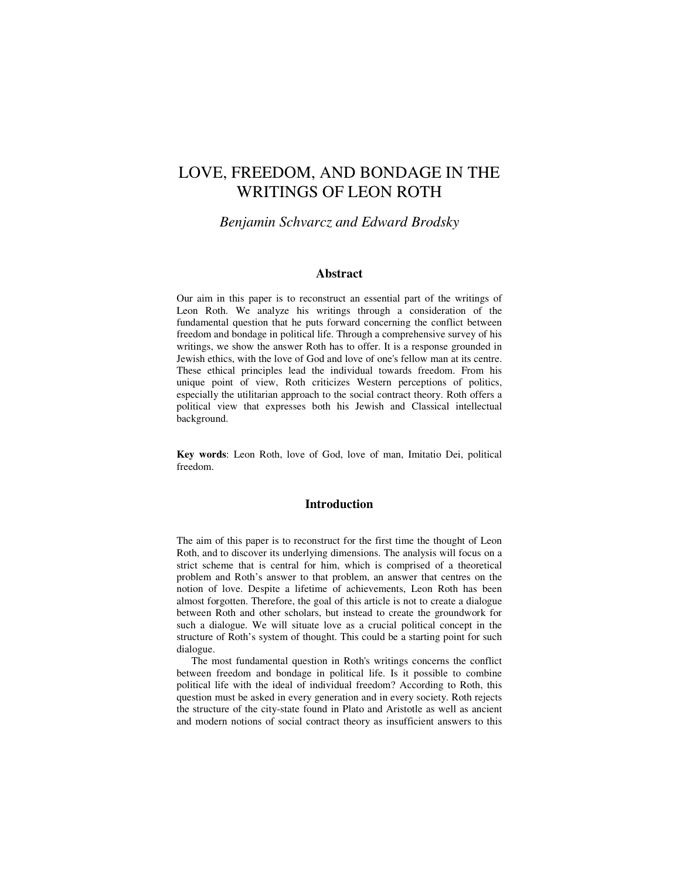# LOVE, FREEDOM, AND BONDAGE IN THE WRITINGS OF LEON ROTH

*Benjamin Schvarcz and Edward Brodsky*

## Abstract

Our aim in this paper is to reconstruct an essential part of the writings of Leon Roth. We analyze his writings through a consideration of the fundamental question that he puts forward concerning the conflict between freedom and bondage in political life. Through a comprehensive survey of his writings, we show the answer Roth has to offer. It is a response grounded in Jewish ethics, with the love of God and love of one's fellow man at its centre. These ethical principles lead the individual towards freedom. From his unique point of view, Roth criticizes Western perceptions of politics, especially the utilitarian approach to the social contract theory. Roth offers a political view that expresses both his Jewish and Classical intellectual background.

**Key words**: Leon Roth, love of God, love of man, Imitatio Dei, political freedom.

## Introduction

The aim of this paper is to reconstruct for the first time the thought of Leon Roth, and to discover its underlying dimensions. The analysis will focus on a strict scheme that is central for him, which is comprised of a theoretical problem and Roth's answer to that problem, an answer that centres on the notion of love. Despite a lifetime of achievements, Leon Roth has been almost forgotten. Therefore, the goal of this article is not to create a dialogue between Roth and other scholars, but instead to create the groundwork for such a dialogue. We will situate love as a crucial political concept in the structure of Roth's system of thought. This could be a starting point for such dialogue.

The most fundamental question in Roth's writings concerns the conflict between freedom and bondage in political life. Is it possible to combine political life with the ideal of individual freedom? According to Roth, this question must be asked in every generation and in every society. Roth rejects the structure of the city-state found in Plato and Aristotle as well as ancient and modern notions of social contract theory as insufficient answers to this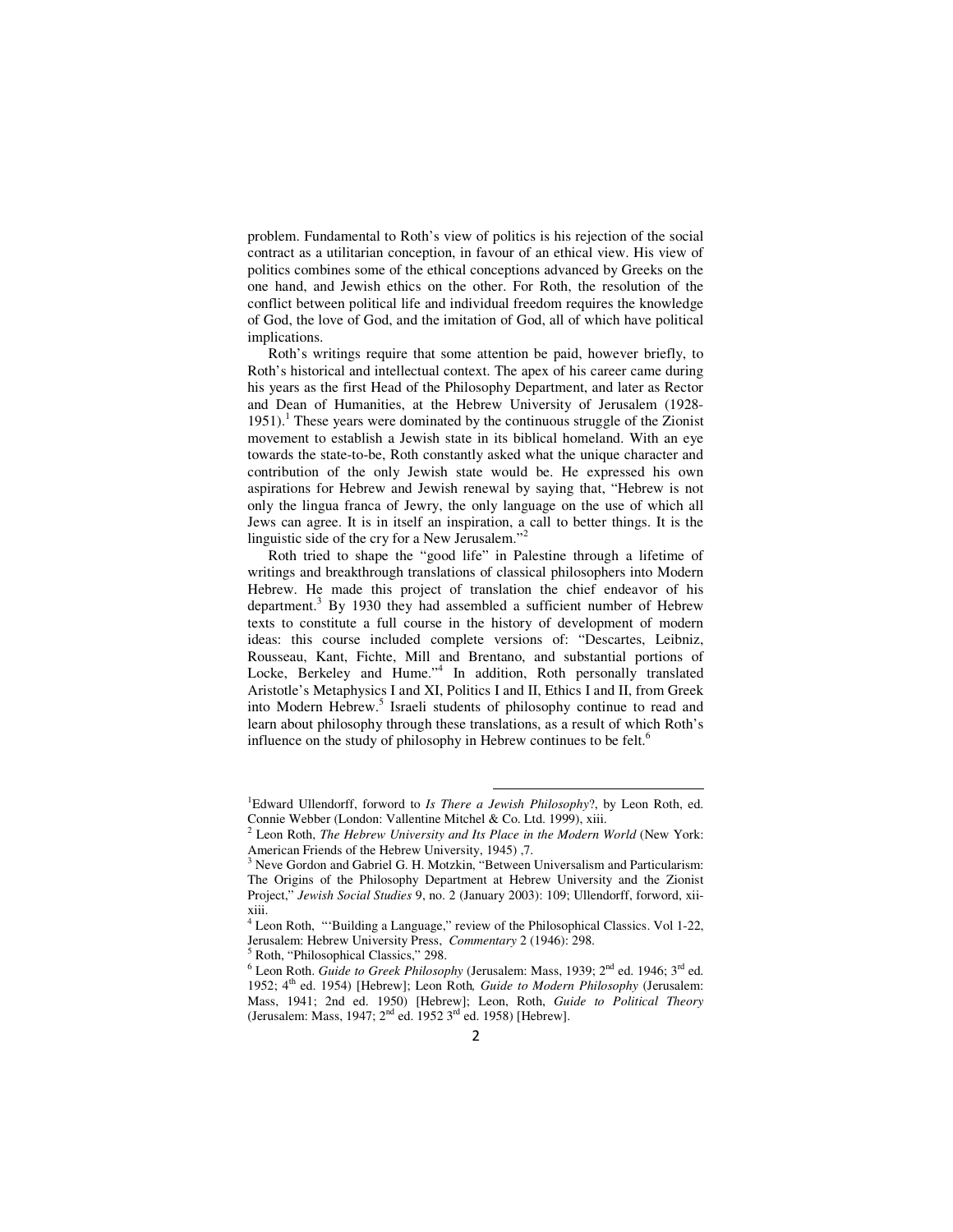problem. Fundamental to Roth's view of politics is his rejection of the social contract as a utilitarian conception, in favour of an ethical view. His view of politics combines some of the ethical conceptions advanced by Greeks on the one hand, and Jewish ethics on the other. For Roth, the resolution of the conflict between political life and individual freedom requires the knowledge of God, the love of God, and the imitation of God, all of which have political implications.

Roth's writings require that some attention be paid, however briefly, to Roth's historical and intellectual context. The apex of his career came during his years as the first Head of the Philosophy Department, and later as Rector and Dean of Humanities, at the Hebrew University of Jerusalem (1928-1951).[1] These years were dominated by the continuous struggle of the Zionist movement to establish a Jewish state in its biblical homeland. With an eye towards the state-to-be, Roth constantly asked what the unique character and contribution of the only Jewish state would be. He expressed his own aspirations for Hebrew and Jewish renewal by saying that, "Hebrew is not only the lingua franca of Jewry, the only language on the use of which all Jews can agree. It is in itself an inspiration, a call to better things. It is the linguistic side of the cry for a New Jerusalem."[2]

Roth tried to shape the "good life" in Palestine through a lifetime of writings and breakthrough translations of classical philosophers into Modern Hebrew. He made this project of translation the chief endeavor of his department.[3] By 1930 they had assembled a sufficient number of Hebrew texts to constitute a full course in the history of development of modern ideas: this course included complete versions of: "Descartes, Leibniz, Rousseau, Kant, Fichte, Mill and Brentano, and substantial portions of Locke, Berkeley and Hume."[4] In addition, Roth personally translated Aristotle's Metaphysics I and XI, Politics I and II, Ethics I and II, from Greek into Modern Hebrew.[5] Israeli students of philosophy continue to read and learn about philosophy through these translations, as a result of which Roth's influence on the study of philosophy in Hebrew continues to be felt.[6]

---

[1] Edward Ullendorff, forword to *Is There a Jewish Philosophy*?, by Leon Roth, ed. Connie Webber (London: Vallentine Mitchel & Co. Ltd. 1999), xiii.

[2] Leon Roth, *The Hebrew University and Its Place in the Modern World* (New York: American Friends of the Hebrew University, 1945) ,7.

[3] Neve Gordon and Gabriel G. H. Motzkin, "Between Universalism and Particularism: The Origins of the Philosophy Department at Hebrew University and the Zionist Project," *Jewish Social Studies* 9, no. 2 (January 2003): 109; Ullendorff, forword, xii-xiii.

[4] Leon Roth, "'Building a Language," review of the Philosophical Classics. Vol 1-22, Jerusalem: Hebrew University Press, *Commentary* 2 (1946): 298.

[5] Roth, "Philosophical Classics," 298.

[6] Leon Roth. *Guide to Greek Philosophy* (Jerusalem: Mass, 1939; 2nd ed. 1946; 3rd ed. 1952; 4th ed. 1954) [Hebrew]; Leon Roth*, Guide to Modern Philosophy* (Jerusalem: Mass, 1941; 2nd ed. 1950) [Hebrew]; Leon, Roth, *Guide to Political Theory* (Jerusalem: Mass, 1947; 2nd ed. 1952 3rd ed. 1958) [Hebrew].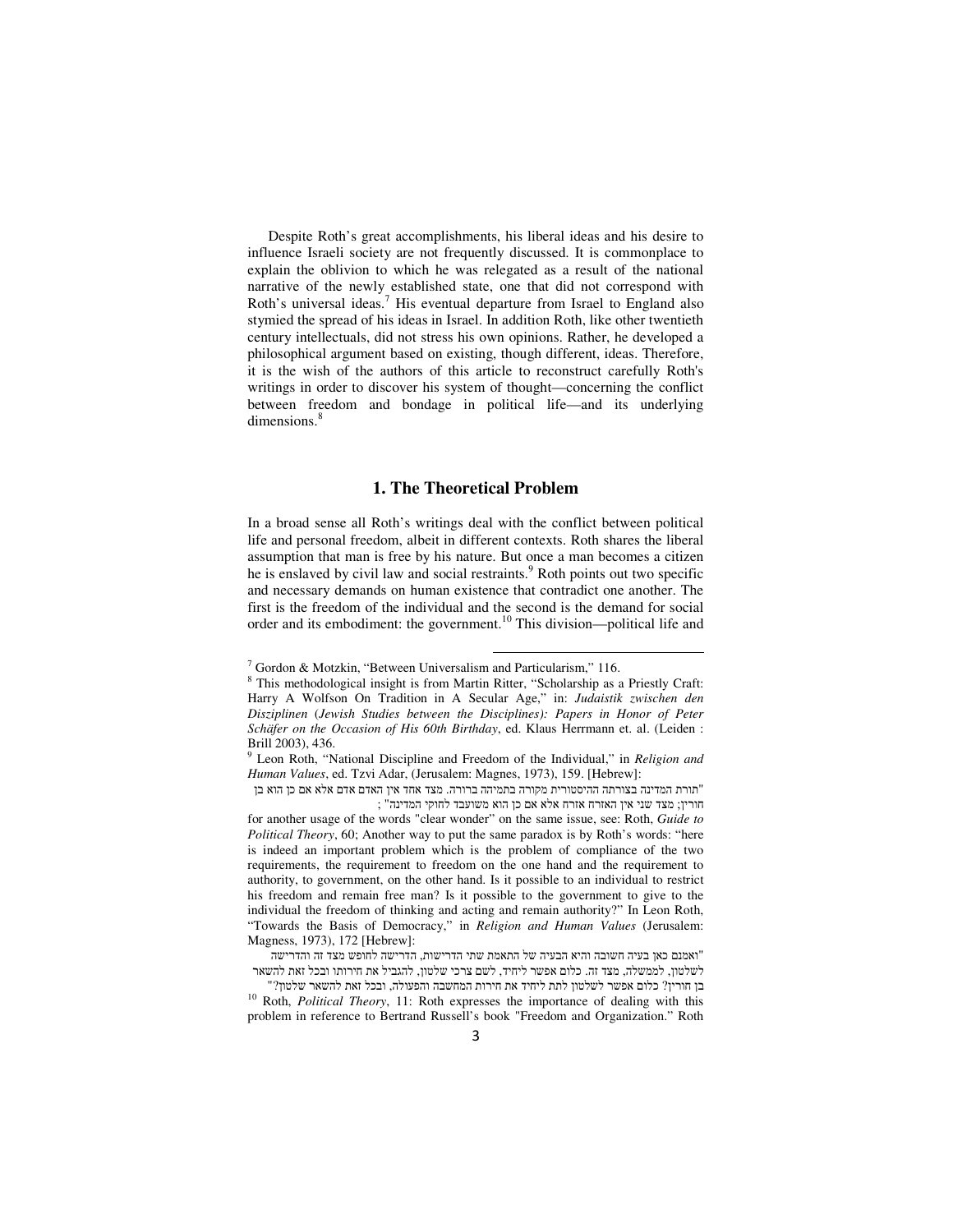Despite Roth's great accomplishments, his liberal ideas and his desire to influence Israeli society are not frequently discussed. It is commonplace to explain the oblivion to which he was relegated as a result of the national narrative of the newly established state, one that did not correspond with Roth's universal ideas.[7] His eventual departure from Israel to England also stymied the spread of his ideas in Israel. In addition Roth, like other twentieth century intellectuals, did not stress his own opinions. Rather, he developed a philosophical argument based on existing, though different, ideas. Therefore, it is the wish of the authors of this article to reconstruct carefully Roth's writings in order to discover his system of thought—concerning the conflict between freedom and bondage in political life—and its underlying dimensions.[8]

## 1. The Theoretical Problem

In a broad sense all Roth's writings deal with the conflict between political life and personal freedom, albeit in different contexts. Roth shares the liberal assumption that man is free by his nature. But once a man becomes a citizen he is enslaved by civil law and social restraints.[9] Roth points out two specific and necessary demands on human existence that contradict one another. The first is the freedom of the individual and the second is the demand for social order and its embodiment: the government.[10] This division—political life and

---

[7] Gordon & Motzkin, "Between Universalism and Particularism," 116.

[8] This methodological insight is from Martin Ritter, "Scholarship as a Priestly Craft: Harry A Wolfson On Tradition in A Secular Age," in: *Judaistik zwischen den Disziplinen* (*Jewish Studies between the Disciplines): Papers in Honor of Peter Schäfer on the Occasion of His 60th Birthday*, ed. Klaus Herrmann et. al. (Leiden : Brill 2003), 436.

[9] Leon Roth, "National Discipline and Freedom of the Individual," in *Religion and Human Values*, ed. Tzvi Adar, (Jerusalem: Magnes, 1973), 159. [Hebrew]:

"תורת המדינה בצורתה ההיסטורית מקורה בתמיהה ברורה. מצד אחד אין האדם אדם אלא אם כן הוא בן חורין; מצד שני אין האזרח אזרח אלא אם כן הוא משועבד לחוקי המדינה" ;

for another usage of the words "clear wonder" on the same issue, see: Roth, *Guide to Political Theory*, 60; Another way to put the same paradox is by Roth's words: "here is indeed an important problem which is the problem of compliance of the two requirements, the requirement to freedom on the one hand and the requirement to authority, to government, on the other hand. Is it possible to an individual to restrict his freedom and remain free man? Is it possible to the government to give to the individual the freedom of thinking and acting and remain authority?" In Leon Roth, "Towards the Basis of Democracy," in *Religion and Human Values* (Jerusalem: Magness, 1973), 172 [Hebrew]:

"ואמנם כאן בעיה חשובה והיא הבעיה של התאמת שתי הדרישות, הדרישה לחופש מצד זה והדרישה לשלטון, לממשלה, מצד זה. כלום אפשר ליחיד, לשם צרכי שלטון, להגביל את חירותו ובכל זאת להשאר בן חורין? כלום אפשר לשלטון לתת ליחיד את חירות המחשבה והפעולה, ובכל זאת להשאר שלטון?"

[10] Roth, *Political Theory*, 11: Roth expresses the importance of dealing with this problem in reference to Bertrand Russell's book "Freedom and Organization." Roth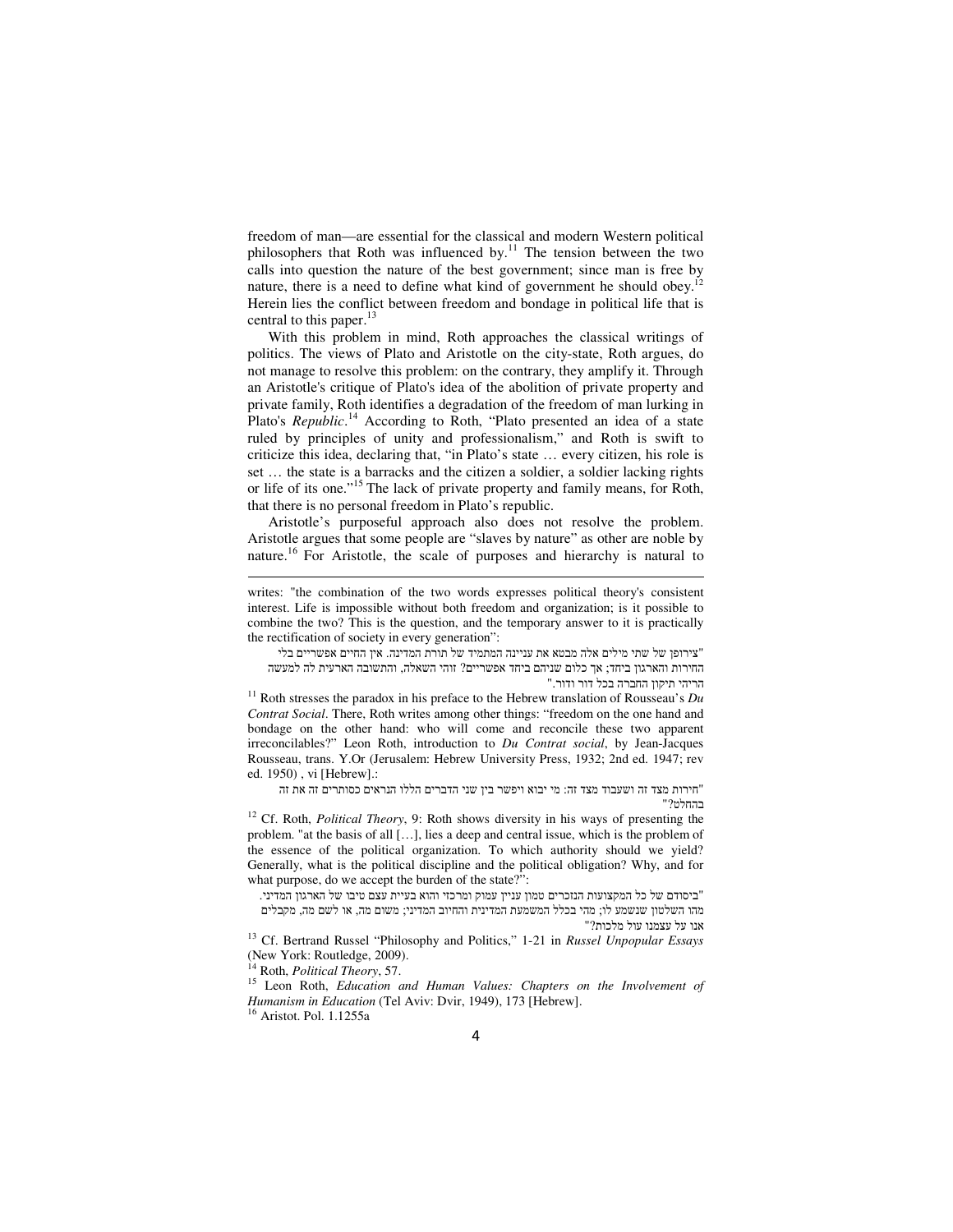freedom of man—are essential for the classical and modern Western political philosophers that Roth was influenced by.[11] The tension between the two calls into question the nature of the best government; since man is free by nature, there is a need to define what kind of government he should obey.[12] Herein lies the conflict between freedom and bondage in political life that is central to this paper.[13]

With this problem in mind, Roth approaches the classical writings of politics. The views of Plato and Aristotle on the city-state, Roth argues, do not manage to resolve this problem: on the contrary, they amplify it. Through an Aristotle's critique of Plato's idea of the abolition of private property and private family, Roth identifies a degradation of the freedom of man lurking in Plato's *Republic*.[14] According to Roth, "Plato presented an idea of a state ruled by principles of unity and professionalism," and Roth is swift to criticize this idea, declaring that, "in Plato's state … every citizen, his role is set … the state is a barracks and the citizen a soldier, a soldier lacking rights or life of its one."[15] The lack of private property and family means, for Roth, that there is no personal freedom in Plato's republic.

Aristotle's purposeful approach also does not resolve the problem. Aristotle argues that some people are "slaves by nature" as other are noble by nature.[16] For Aristotle, the scale of purposes and hierarchy is natural to

---

writes: "the combination of the two words expresses political theory's consistent interest. Life is impossible without both freedom and organization; is it possible to combine the two? This is the question, and the temporary answer to it is practically the rectification of society in every generation":

"צירופן של שתי מילים אלה מבטא את עניינה המתמיד של תורת המדינה. אין החיים אפשריים בלי החירות והארגון ביחד; אך כלום שניהם ביחד אפשריים? זוהי השאלה, והתשובה הארעית לה למעשה הריהי תיקון החברה בכל דור ודור."

[11] Roth stresses the paradox in his preface to the Hebrew translation of Rousseau's *Du Contrat Social*. There, Roth writes among other things: "freedom on the one hand and bondage on the other hand: who will come and reconcile these two apparent irreconcilables?" Leon Roth, introduction to *Du Contrat social*, by Jean-Jacques Rousseau, trans. Y.Or (Jerusalem: Hebrew University Press, 1932; 2nd ed. 1947; rev ed. 1950) , vi [Hebrew].:

"חירות מצד זה ושעבוד מצד זה: מי יבוא ויפשר בין שני הדברים הללו הנראים כסותרים זה את זה בהחלט?"

[12] Cf. Roth, *Political Theory*, 9: Roth shows diversity in his ways of presenting the problem. "at the basis of all […], lies a deep and central issue, which is the problem of the essence of the political organization. To which authority should we yield? Generally, what is the political discipline and the political obligation? Why, and for what purpose, do we accept the burden of the state?":

"ביסודם של כל המקצועות הנזכרים טמון עניין עמוק ומרכזי והוא בעיית עצם טיבו של הארגון המדיני. מהו השלטון שנשמע לו; מהי בכלל המשמעת המדינית והחיוב המדיני; משום מה, או לשם מה, מקבלים אנו על עצמנו עול מלכות?"

[13] Cf. Bertrand Russel "Philosophy and Politics," 1-21 in *Russel Unpopular Essays* (New York: Routledge, 2009).

[14] Roth, *Political Theory*, 57.

[15] Leon Roth, *Education and Human Values: Chapters on the Involvement of Humanism in Education* (Tel Aviv: Dvir, 1949), 173 [Hebrew].

[16] Aristot. Pol. 1.1255a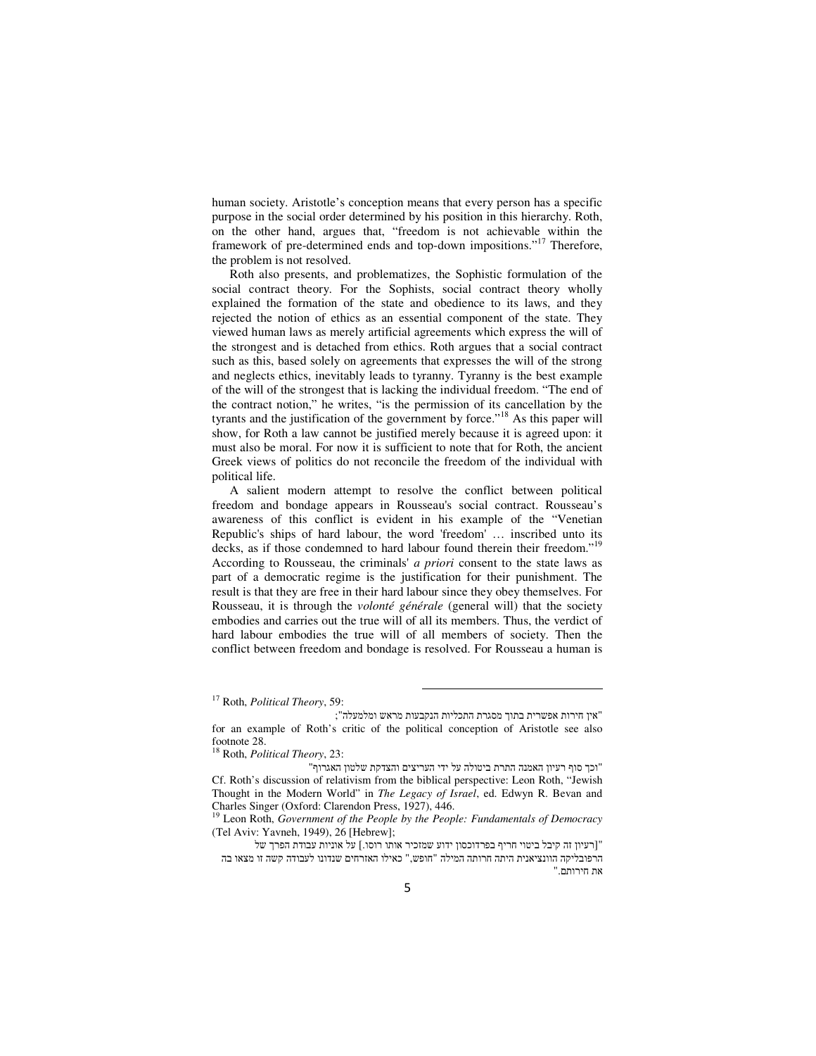human society. Aristotle's conception means that every person has a specific purpose in the social order determined by his position in this hierarchy. Roth, on the other hand, argues that, "freedom is not achievable within the framework of pre-determined ends and top-down impositions."[17] Therefore, the problem is not resolved.

Roth also presents, and problematizes, the Sophistic formulation of the social contract theory. For the Sophists, social contract theory wholly explained the formation of the state and obedience to its laws, and they rejected the notion of ethics as an essential component of the state. They viewed human laws as merely artificial agreements which express the will of the strongest and is detached from ethics. Roth argues that a social contract such as this, based solely on agreements that expresses the will of the strong and neglects ethics, inevitably leads to tyranny. Tyranny is the best example of the will of the strongest that is lacking the individual freedom. "The end of the contract notion," he writes, "is the permission of its cancellation by the tyrants and the justification of the government by force."[18] As this paper will show, for Roth a law cannot be justified merely because it is agreed upon: it must also be moral. For now it is sufficient to note that for Roth, the ancient Greek views of politics do not reconcile the freedom of the individual with political life.

A salient modern attempt to resolve the conflict between political freedom and bondage appears in Rousseau's social contract. Rousseau's awareness of this conflict is evident in his example of the "Venetian Republic's ships of hard labour, the word 'freedom' … inscribed unto its decks, as if those condemned to hard labour found therein their freedom."[19] According to Rousseau, the criminals' *a priori* consent to the state laws as part of a democratic regime is the justification for their punishment. The result is that they are free in their hard labour since they obey themselves. For Rousseau, it is through the *volonté générale* (general will) that the society embodies and carries out the true will of all its members. Thus, the verdict of hard labour embodies the true will of all members of society. Then the conflict between freedom and bondage is resolved. For Rousseau a human is

---

[17] Roth, *Political Theory*, 59:

"אין חירות אפשרית בתוך מסגרת התכליות הנקבעות מראש ומלמעלה";

for an example of Roth's critic of the political conception of Aristotle see also footnote 28.

[18] Roth, *Political Theory*, 23:

"וכך סוף רעיון האמנה התרת ביטולה על ידי העריצים והצדקת שלטון האגרוף"

Cf. Roth's discussion of relativism from the biblical perspective: Leon Roth, "Jewish Thought in the Modern World" in *The Legacy of Israel*, ed. Edwyn R. Bevan and Charles Singer (Oxford: Clarendon Press, 1927), 446.

[19] Leon Roth, *Government of the People by the People: Fundamentals of Democracy* (Tel Aviv: Yavneh, 1949), 26 [Hebrew];

"[רעיון זה קיבל ביטוי חריף בפרדוכסון ידוע שמזכיר אותו רוסו.] על אוניות עבודת הפרך של הרפובליקה הוונציאנית היתה חרותה המילה "חופש," כאילו האזרחים שנדונו לעבודה קשה זו מצאו בה את חירותם."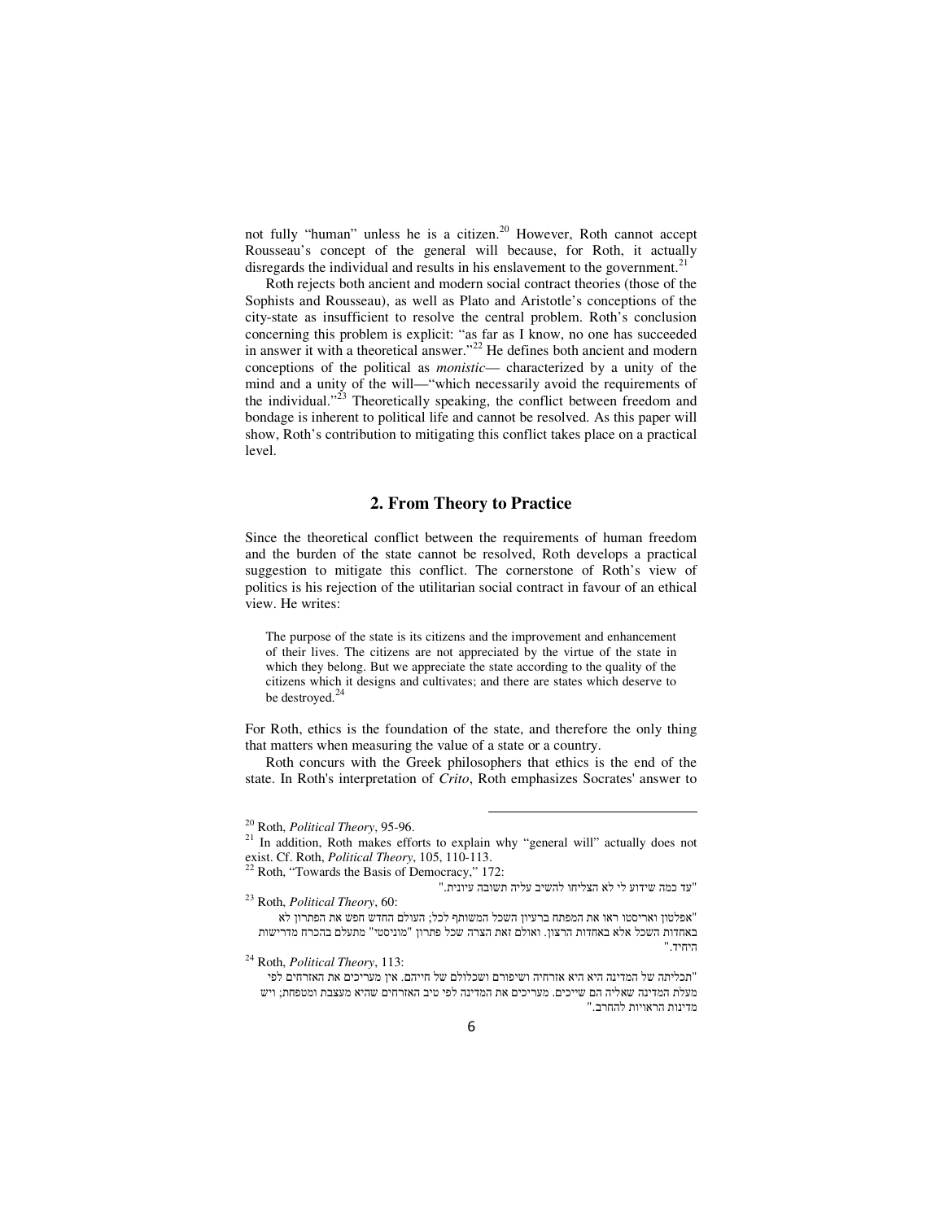not fully "human" unless he is a citizen.[20] However, Roth cannot accept Rousseau's concept of the general will because, for Roth, it actually disregards the individual and results in his enslavement to the government.[21]

Roth rejects both ancient and modern social contract theories (those of the Sophists and Rousseau), as well as Plato and Aristotle's conceptions of the city-state as insufficient to resolve the central problem. Roth's conclusion concerning this problem is explicit: "as far as I know, no one has succeeded in answer it with a theoretical answer."[22] He defines both ancient and modern conceptions of the political as *monistic*— characterized by a unity of the mind and a unity of the will—"which necessarily avoid the requirements of the individual."[23] Theoretically speaking, the conflict between freedom and bondage is inherent to political life and cannot be resolved. As this paper will show, Roth's contribution to mitigating this conflict takes place on a practical level.

## 2. From Theory to Practice

Since the theoretical conflict between the requirements of human freedom and the burden of the state cannot be resolved, Roth develops a practical suggestion to mitigate this conflict. The cornerstone of Roth's view of politics is his rejection of the utilitarian social contract in favour of an ethical view. He writes:

> The purpose of the state is its citizens and the improvement and enhancement of their lives. The citizens are not appreciated by the virtue of the state in which they belong. But we appreciate the state according to the quality of the citizens which it designs and cultivates; and there are states which deserve to be destroyed.[24]

For Roth, ethics is the foundation of the state, and therefore the only thing that matters when measuring the value of a state or a country.

Roth concurs with the Greek philosophers that ethics is the end of the state. In Roth's interpretation of *Crito*, Roth emphasizes Socrates' answer to

---

[20] Roth, *Political Theory*, 95-96.

[21] In addition, Roth makes efforts to explain why "general will" actually does not exist. Cf. Roth, *Political Theory*, 105, 110-113.

[22] Roth, "Towards the Basis of Democracy," 172:

"עד כמה שידוע לי לא הצליחו להשיב עליה תשובה עיונית."

[23] Roth, *Political Theory*, 60:

"אפלטון ואריסטו ראו את המפתח ברעיון השכל המשותף לכל; העולם החדש חפש את הפתרון לא באחדות השכל אלא באחדות הרצון. ואולם זאת הצרה שכל פתרון "מוניסטי" מתעלם בהכרח מדרישות היחיד."

[24] Roth, *Political Theory*, 113:

"תכליתה של המדינה היא היא אזרחיה ושיפורם ושכלולם של חייהם. אין מעריכים את האזרחים לפי מעלת המדינה שאליה הם שייכים. מעריכים את המדינה לפי טיב האזרחים שהיא מעצבת ומטפחת; ויש מדינות הראויות להחרב."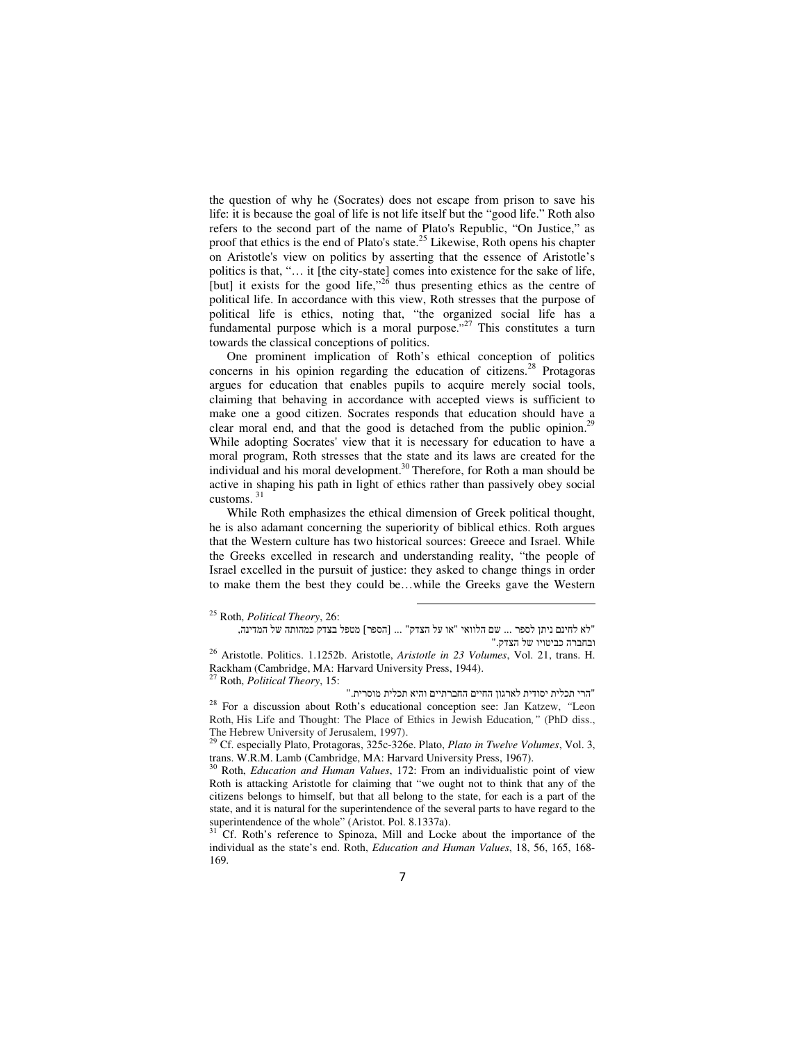the question of why he (Socrates) does not escape from prison to save his life: it is because the goal of life is not life itself but the "good life." Roth also refers to the second part of the name of Plato's Republic, "On Justice," as proof that ethics is the end of Plato's state.[25] Likewise, Roth opens his chapter on Aristotle's view on politics by asserting that the essence of Aristotle's politics is that, "… it [the city-state] comes into existence for the sake of life, [but] it exists for the good life,"[26] thus presenting ethics as the centre of political life. In accordance with this view, Roth stresses that the purpose of political life is ethics, noting that, "the organized social life has a fundamental purpose which is a moral purpose."[27] This constitutes a turn towards the classical conceptions of politics.

One prominent implication of Roth's ethical conception of politics concerns in his opinion regarding the education of citizens.[28] Protagoras argues for education that enables pupils to acquire merely social tools, claiming that behaving in accordance with accepted views is sufficient to make one a good citizen. Socrates responds that education should have a clear moral end, and that the good is detached from the public opinion.[29] While adopting Socrates' view that it is necessary for education to have a moral program, Roth stresses that the state and its laws are created for the individual and his moral development.[30] Therefore, for Roth a man should be active in shaping his path in light of ethics rather than passively obey social customs.[31]

While Roth emphasizes the ethical dimension of Greek political thought, he is also adamant concerning the superiority of biblical ethics. Roth argues that the Western culture has two historical sources: Greece and Israel. While the Greeks excelled in research and understanding reality, "the people of Israel excelled in the pursuit of justice: they asked to change things in order to make them the best they could be…while the Greeks gave the Western

---

[25] Roth, *Political Theory*, 26:

"לא לחינם ניתן לספר ... שם הלוואי "או על הצדק" ... [הספר] מטפל בצדק כמהותה של המדינה, ובחברה כביטויו של הצדק."

[26] Aristotle. Politics. 1.1252b. Aristotle, *Aristotle in 23 Volumes*, Vol. 21, trans. H. Rackham (Cambridge, MA: Harvard University Press, 1944).

[27] Roth, *Political Theory*, 15:

"הרי תכלית יסודית לארגון החיים החברתיים והיא תכלית מוסרית."

[28] For a discussion about Roth's educational conception see: Jan Katzew, *"Leon Roth, His Life and Thought: The Place of Ethics in Jewish Education,"* (PhD diss., The Hebrew University of Jerusalem, 1997).

[29] Cf. especially Plato, Protagoras, 325c-326e. Plato, *Plato in Twelve Volumes*, Vol. 3, trans. W.R.M. Lamb (Cambridge, MA: Harvard University Press, 1967).

[30] Roth, *Education and Human Values*, 172: From an individualistic point of view Roth is attacking Aristotle for claiming that "we ought not to think that any of the citizens belongs to himself, but that all belong to the state, for each is a part of the state, and it is natural for the superintendence of the several parts to have regard to the superintendence of the whole" (Aristot. Pol. 8.1337a).

[31] Cf. Roth's reference to Spinoza, Mill and Locke about the importance of the individual as the state's end. Roth, *Education and Human Values*, 18, 56, 165, 168-169.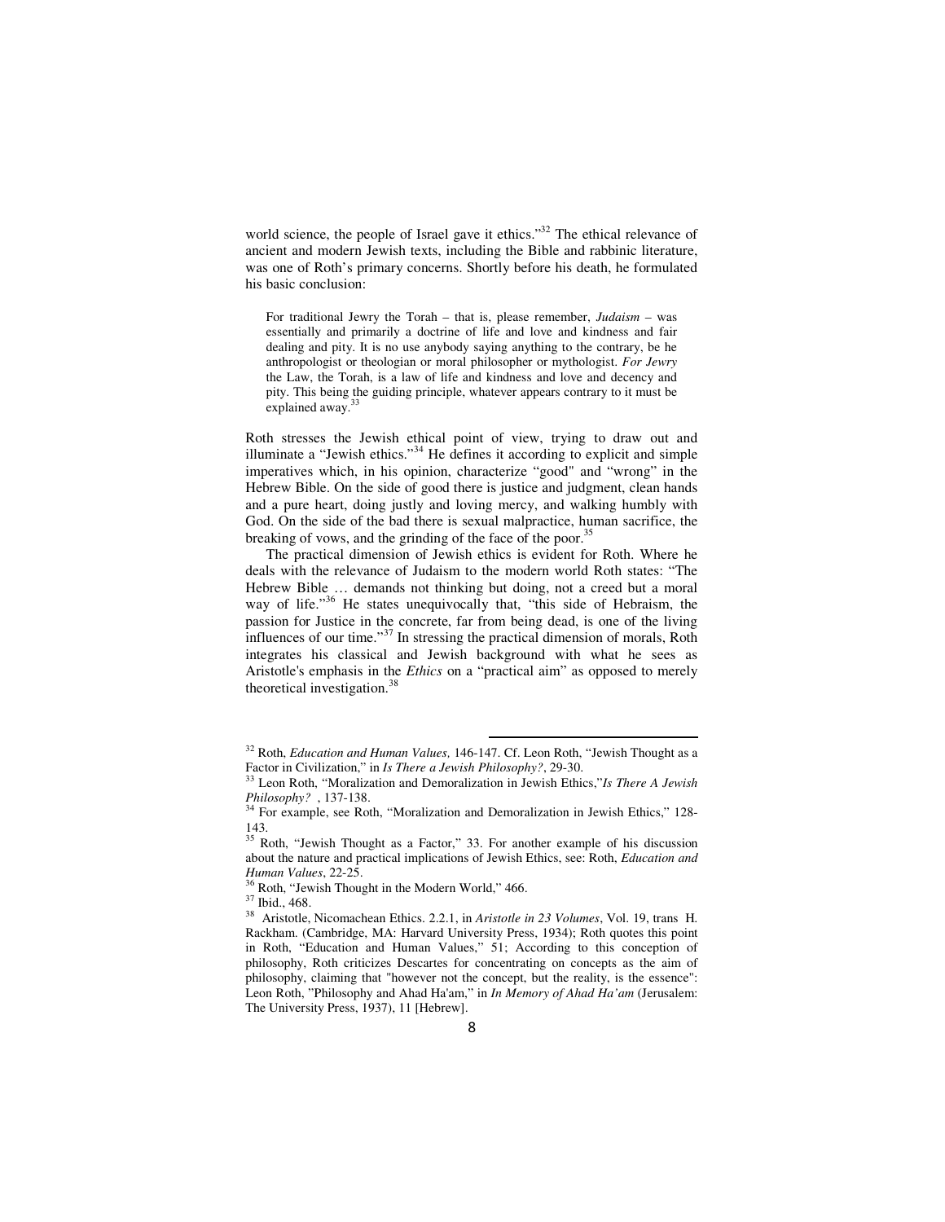world science, the people of Israel gave it ethics."[32] The ethical relevance of ancient and modern Jewish texts, including the Bible and rabbinic literature, was one of Roth's primary concerns. Shortly before his death, he formulated his basic conclusion:

> For traditional Jewry the Torah – that is, please remember, *Judaism* – was essentially and primarily a doctrine of life and love and kindness and fair dealing and pity. It is no use anybody saying anything to the contrary, be he anthropologist or theologian or moral philosopher or mythologist. *For Jewry* the Law, the Torah, is a law of life and kindness and love and decency and pity. This being the guiding principle, whatever appears contrary to it must be explained away.[33]

Roth stresses the Jewish ethical point of view, trying to draw out and illuminate a "Jewish ethics."[34] He defines it according to explicit and simple imperatives which, in his opinion, characterize "good" and "wrong" in the Hebrew Bible. On the side of good there is justice and judgment, clean hands and a pure heart, doing justly and loving mercy, and walking humbly with God. On the side of the bad there is sexual malpractice, human sacrifice, the breaking of vows, and the grinding of the face of the poor.[35]

The practical dimension of Jewish ethics is evident for Roth. Where he deals with the relevance of Judaism to the modern world Roth states: "The Hebrew Bible … demands not thinking but doing, not a creed but a moral way of life."[36] He states unequivocally that, "this side of Hebraism, the passion for Justice in the concrete, far from being dead, is one of the living influences of our time."[37] In stressing the practical dimension of morals, Roth integrates his classical and Jewish background with what he sees as Aristotle's emphasis in the *Ethics* on a "practical aim" as opposed to merely theoretical investigation.[38]

---

[32] Roth, *Education and Human Values,* 146-147. Cf. Leon Roth, "Jewish Thought as a Factor in Civilization," in *Is There a Jewish Philosophy?*, 29-30.

[33] Leon Roth, "Moralization and Demoralization in Jewish Ethics,"*Is There A Jewish Philosophy?* , 137-138.

[34] For example, see Roth, "Moralization and Demoralization in Jewish Ethics," 128-143.

[35] Roth, "Jewish Thought as a Factor," 33. For another example of his discussion about the nature and practical implications of Jewish Ethics, see: Roth, *Education and Human Values*, 22-25.

[36] Roth, "Jewish Thought in the Modern World," 466.

[37] Ibid., 468.

[38] Aristotle, Nicomachean Ethics. 2.2.1, in *Aristotle in 23 Volumes*, Vol. 19, trans H. Rackham. (Cambridge, MA: Harvard University Press, 1934); Roth quotes this point in Roth, "Education and Human Values," 51; According to this conception of philosophy, Roth criticizes Descartes for concentrating on concepts as the aim of philosophy, claiming that "however not the concept, but the reality, is the essence": Leon Roth, "Philosophy and Ahad Ha'am," in *In Memory of Ahad Ha'am* (Jerusalem: The University Press, 1937), 11 [Hebrew].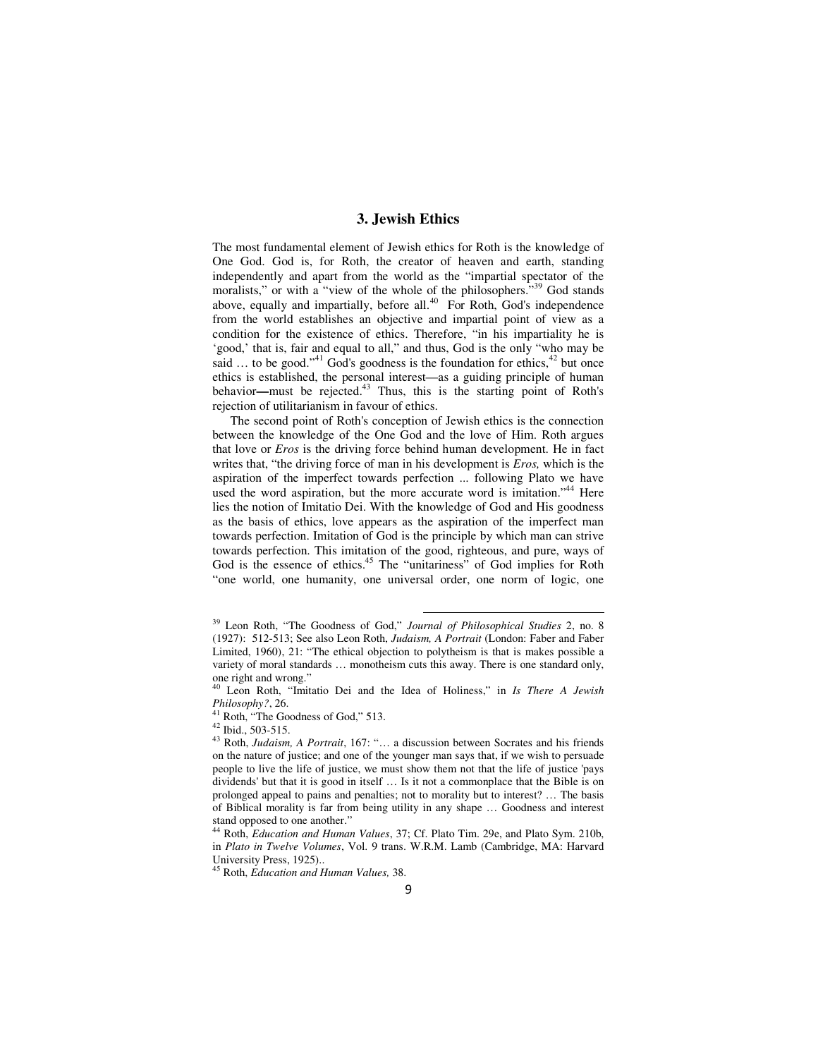## 3. Jewish Ethics

The most fundamental element of Jewish ethics for Roth is the knowledge of One God. God is, for Roth, the creator of heaven and earth, standing independently and apart from the world as the "impartial spectator of the moralists," or with a "view of the whole of the philosophers."[39] God stands above, equally and impartially, before all.[40] For Roth, God's independence from the world establishes an objective and impartial point of view as a condition for the existence of ethics. Therefore, "in his impartiality he is 'good,' that is, fair and equal to all," and thus, God is the only "who may be said … to be good."[41] God's goodness is the foundation for ethics,[42] but once ethics is established, the personal interest—as a guiding principle of human behavior—must be rejected.[43] Thus, this is the starting point of Roth's rejection of utilitarianism in favour of ethics.

The second point of Roth's conception of Jewish ethics is the connection between the knowledge of the One God and the love of Him. Roth argues that love or *Eros* is the driving force behind human development. He in fact writes that, "the driving force of man in his development is *Eros,* which is the aspiration of the imperfect towards perfection ... following Plato we have used the word aspiration, but the more accurate word is imitation."[44] Here lies the notion of Imitatio Dei. With the knowledge of God and His goodness as the basis of ethics, love appears as the aspiration of the imperfect man towards perfection. Imitation of God is the principle by which man can strive towards perfection. This imitation of the good, righteous, and pure, ways of God is the essence of ethics.[45] The "unitariness" of God implies for Roth "one world, one humanity, one universal order, one norm of logic, one

---

[39] Leon Roth, "The Goodness of God," *Journal of Philosophical Studies* 2, no. 8 (1927): 512-513; See also Leon Roth, *Judaism, A Portrait* (London: Faber and Faber Limited, 1960), 21: "The ethical objection to polytheism is that is makes possible a variety of moral standards … monotheism cuts this away. There is one standard only, one right and wrong."

[40] Leon Roth, "Imitatio Dei and the Idea of Holiness," in *Is There A Jewish Philosophy?*, 26.

[41] Roth, "The Goodness of God," 513.

[42] Ibid., 503-515.

[43] Roth, *Judaism, A Portrait*, 167: "… a discussion between Socrates and his friends on the nature of justice; and one of the younger man says that, if we wish to persuade people to live the life of justice, we must show them not that the life of justice 'pays dividends' but that it is good in itself … Is it not a commonplace that the Bible is on prolonged appeal to pains and penalties; not to morality but to interest? … The basis of Biblical morality is far from being utility in any shape … Goodness and interest stand opposed to one another."

[44] Roth, *Education and Human Values*, 37; Cf. Plato Tim. 29e, and Plato Sym. 210b, in *Plato in Twelve Volumes*, Vol. 9 trans. W.R.M. Lamb (Cambridge, MA: Harvard University Press, 1925)..

[45] Roth, *Education and Human Values,* 38.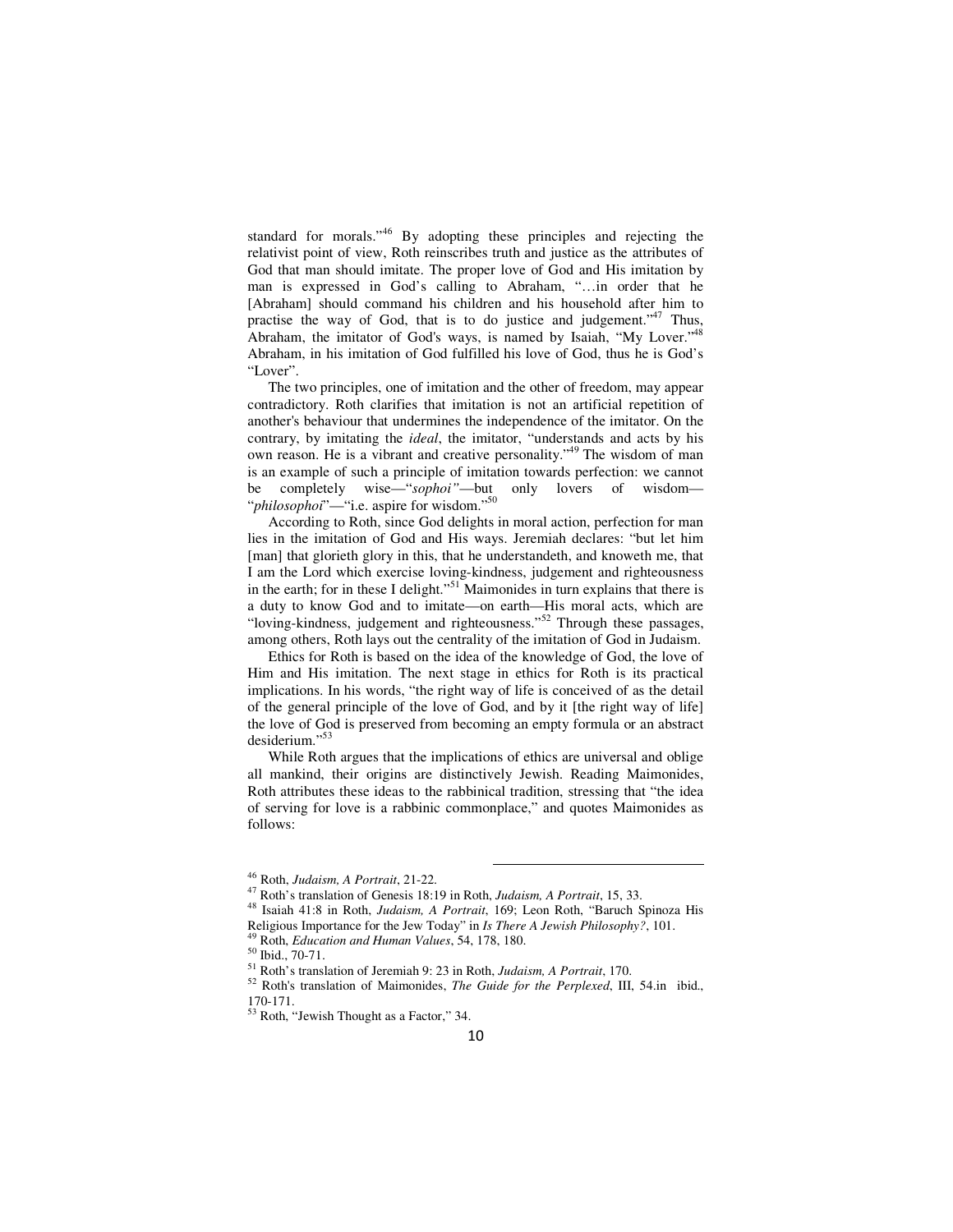standard for morals."[46] By adopting these principles and rejecting the relativist point of view, Roth reinscribes truth and justice as the attributes of God that man should imitate. The proper love of God and His imitation by man is expressed in God's calling to Abraham, "…in order that he [Abraham] should command his children and his household after him to practise the way of God, that is to do justice and judgement."[47] Thus, Abraham, the imitator of God's ways, is named by Isaiah, "My Lover."[48] Abraham, in his imitation of God fulfilled his love of God, thus he is God's "Lover".

The two principles, one of imitation and the other of freedom, may appear contradictory. Roth clarifies that imitation is not an artificial repetition of another's behaviour that undermines the independence of the imitator. On the contrary, by imitating the *ideal*, the imitator, "understands and acts by his own reason. He is a vibrant and creative personality."[49] The wisdom of man is an example of such a principle of imitation towards perfection: we cannot be completely wise—"*sophoi"*—but only lovers of wisdom—"*philosophoi*"—"i.e. aspire for wisdom."[50]

According to Roth, since God delights in moral action, perfection for man lies in the imitation of God and His ways. Jeremiah declares: "but let him [man] that glorieth glory in this, that he understandeth, and knoweth me, that I am the Lord which exercise loving-kindness, judgement and righteousness in the earth; for in these I delight."[51] Maimonides in turn explains that there is a duty to know God and to imitate—on earth—His moral acts, which are "loving-kindness, judgement and righteousness."[52] Through these passages, among others, Roth lays out the centrality of the imitation of God in Judaism.

Ethics for Roth is based on the idea of the knowledge of God, the love of Him and His imitation. The next stage in ethics for Roth is its practical implications. In his words, "the right way of life is conceived of as the detail of the general principle of the love of God, and by it [the right way of life] the love of God is preserved from becoming an empty formula or an abstract desiderium."[53]

While Roth argues that the implications of ethics are universal and oblige all mankind, their origins are distinctively Jewish. Reading Maimonides, Roth attributes these ideas to the rabbinical tradition, stressing that "the idea of serving for love is a rabbinic commonplace," and quotes Maimonides as follows:

---

[46] Roth, *Judaism, A Portrait*, 21-22.

[47] Roth's translation of Genesis 18:19 in Roth, *Judaism, A Portrait*, 15, 33.

[48] Isaiah 41:8 in Roth, *Judaism, A Portrait*, 169; Leon Roth, "Baruch Spinoza His Religious Importance for the Jew Today" in *Is There A Jewish Philosophy?*, 101.

[49] Roth, *Education and Human Values*, 54, 178, 180.

[50] Ibid., 70-71.

[51] Roth's translation of Jeremiah 9: 23 in Roth, *Judaism, A Portrait*, 170.

[52] Roth's translation of Maimonides, *The Guide for the Perplexed*, III, 54.in ibid., 170-171.

[53] Roth, "Jewish Thought as a Factor," 34.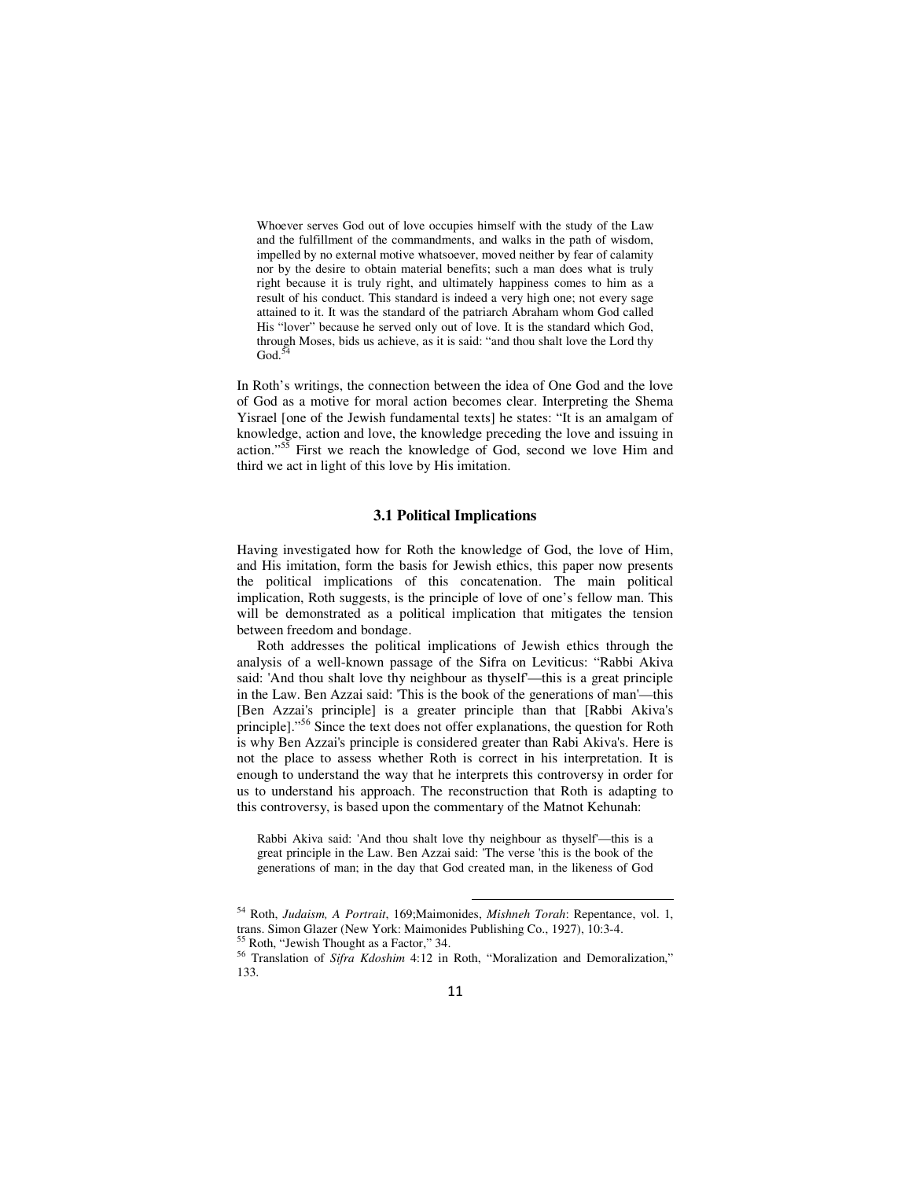> Whoever serves God out of love occupies himself with the study of the Law and the fulfillment of the commandments, and walks in the path of wisdom, impelled by no external motive whatsoever, moved neither by fear of calamity nor by the desire to obtain material benefits; such a man does what is truly right because it is truly right, and ultimately happiness comes to him as a result of his conduct. This standard is indeed a very high one; not every sage attained to it. It was the standard of the patriarch Abraham whom God called His "lover" because he served only out of love. It is the standard which God, through Moses, bids us achieve, as it is said: "and thou shalt love the Lord thy God.[54]

In Roth's writings, the connection between the idea of One God and the love of God as a motive for moral action becomes clear. Interpreting the Shema Yisrael [one of the Jewish fundamental texts] he states: "It is an amalgam of knowledge, action and love, the knowledge preceding the love and issuing in action."[55] First we reach the knowledge of God, second we love Him and third we act in light of this love by His imitation.

### 3.1 Political Implications

Having investigated how for Roth the knowledge of God, the love of Him, and His imitation, form the basis for Jewish ethics, this paper now presents the political implications of this concatenation. The main political implication, Roth suggests, is the principle of love of one's fellow man. This will be demonstrated as a political implication that mitigates the tension between freedom and bondage.

Roth addresses the political implications of Jewish ethics through the analysis of a well-known passage of the Sifra on Leviticus: "Rabbi Akiva said: 'And thou shalt love thy neighbour as thyself'—this is a great principle in the Law. Ben Azzai said: 'This is the book of the generations of man'—this [Ben Azzai's principle] is a greater principle than that [Rabbi Akiva's principle]."[56] Since the text does not offer explanations, the question for Roth is why Ben Azzai's principle is considered greater than Rabi Akiva's. Here is not the place to assess whether Roth is correct in his interpretation. It is enough to understand the way that he interprets this controversy in order for us to understand his approach. The reconstruction that Roth is adapting to this controversy, is based upon the commentary of the Matnot Kehunah:

> Rabbi Akiva said: 'And thou shalt love thy neighbour as thyself'—this is a great principle in the Law. Ben Azzai said: 'The verse 'this is the book of the generations of man; in the day that God created man, in the likeness of God

---

[54] Roth, *Judaism, A Portrait*, 169;Maimonides, *Mishneh Torah*: Repentance, vol. 1, trans. Simon Glazer (New York: Maimonides Publishing Co., 1927), 10:3-4.

[55] Roth, "Jewish Thought as a Factor," 34.

[56] Translation of *Sifra Kdoshim* 4:12 in Roth, "Moralization and Demoralization," 133.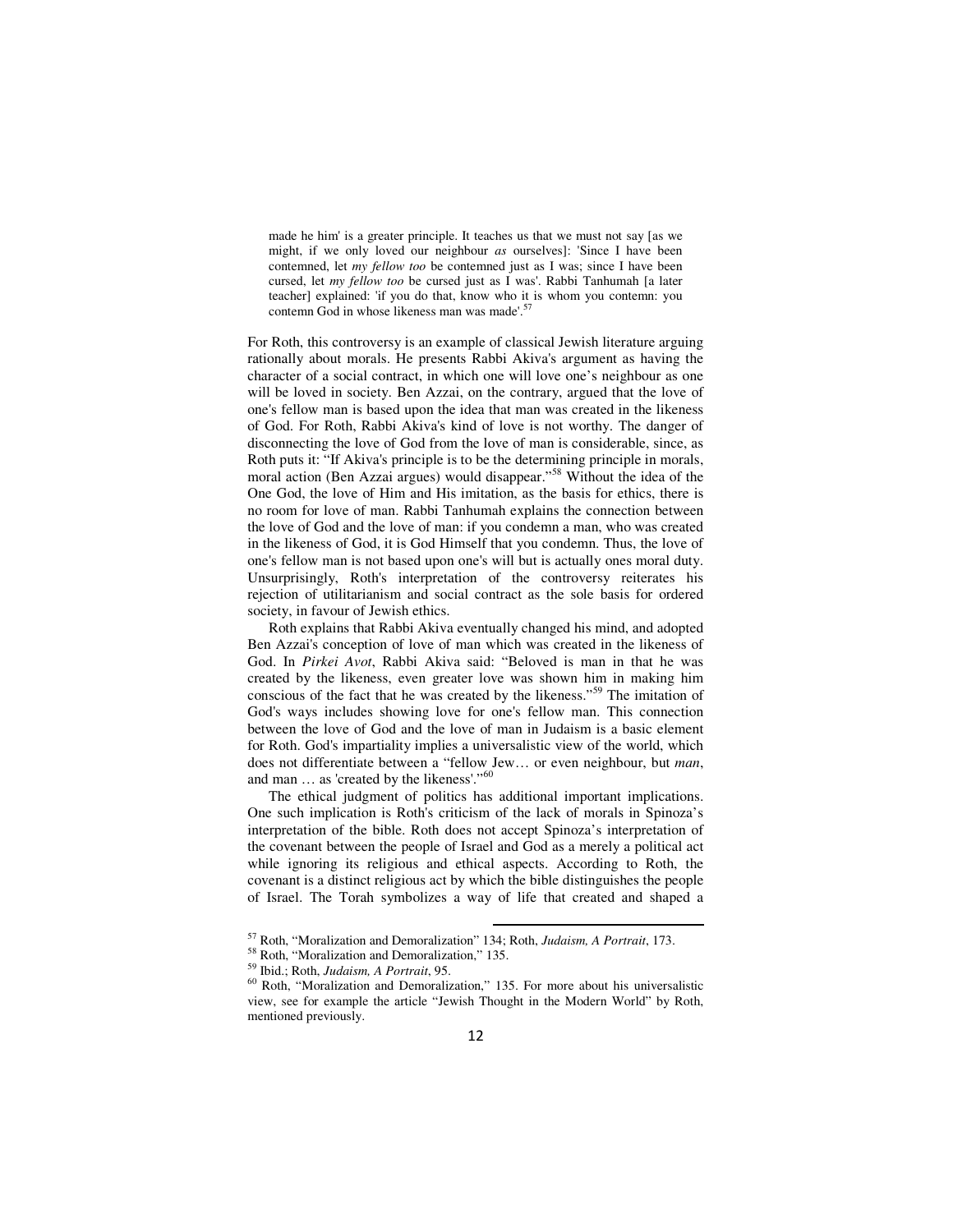> made he him' is a greater principle. It teaches us that we must not say [as we might, if we only loved our neighbour *as* ourselves]: 'Since I have been contemned, let *my fellow too* be contemned just as I was; since I have been cursed, let *my fellow too* be cursed just as I was'. Rabbi Tanhumah [a later teacher] explained: 'if you do that, know who it is whom you contemn: you contemn God in whose likeness man was made'.[57]

For Roth, this controversy is an example of classical Jewish literature arguing rationally about morals. He presents Rabbi Akiva's argument as having the character of a social contract, in which one will love one's neighbour as one will be loved in society. Ben Azzai, on the contrary, argued that the love of one's fellow man is based upon the idea that man was created in the likeness of God. For Roth, Rabbi Akiva's kind of love is not worthy. The danger of disconnecting the love of God from the love of man is considerable, since, as Roth puts it: "If Akiva's principle is to be the determining principle in morals, moral action (Ben Azzai argues) would disappear."[58] Without the idea of the One God, the love of Him and His imitation, as the basis for ethics, there is no room for love of man. Rabbi Tanhumah explains the connection between the love of God and the love of man: if you condemn a man, who was created in the likeness of God, it is God Himself that you condemn. Thus, the love of one's fellow man is not based upon one's will but is actually ones moral duty. Unsurprisingly, Roth's interpretation of the controversy reiterates his rejection of utilitarianism and social contract as the sole basis for ordered society, in favour of Jewish ethics.

Roth explains that Rabbi Akiva eventually changed his mind, and adopted Ben Azzai's conception of love of man which was created in the likeness of God. In *Pirkei Avot*, Rabbi Akiva said: "Beloved is man in that he was created by the likeness, even greater love was shown him in making him conscious of the fact that he was created by the likeness."[59] The imitation of God's ways includes showing love for one's fellow man. This connection between the love of God and the love of man in Judaism is a basic element for Roth. God's impartiality implies a universalistic view of the world, which does not differentiate between a "fellow Jew… or even neighbour, but *man*, and man … as 'created by the likeness'."[60]

The ethical judgment of politics has additional important implications. One such implication is Roth's criticism of the lack of morals in Spinoza's interpretation of the bible. Roth does not accept Spinoza's interpretation of the covenant between the people of Israel and God as a merely a political act while ignoring its religious and ethical aspects. According to Roth, the covenant is a distinct religious act by which the bible distinguishes the people of Israel. The Torah symbolizes a way of life that created and shaped a

---

[57] Roth, "Moralization and Demoralization" 134; Roth, *Judaism, A Portrait*, 173.

[58] Roth, "Moralization and Demoralization," 135.

[59] Ibid.; Roth, *Judaism, A Portrait*, 95.

[60] Roth, "Moralization and Demoralization," 135. For more about his universalistic view, see for example the article "Jewish Thought in the Modern World" by Roth, mentioned previously.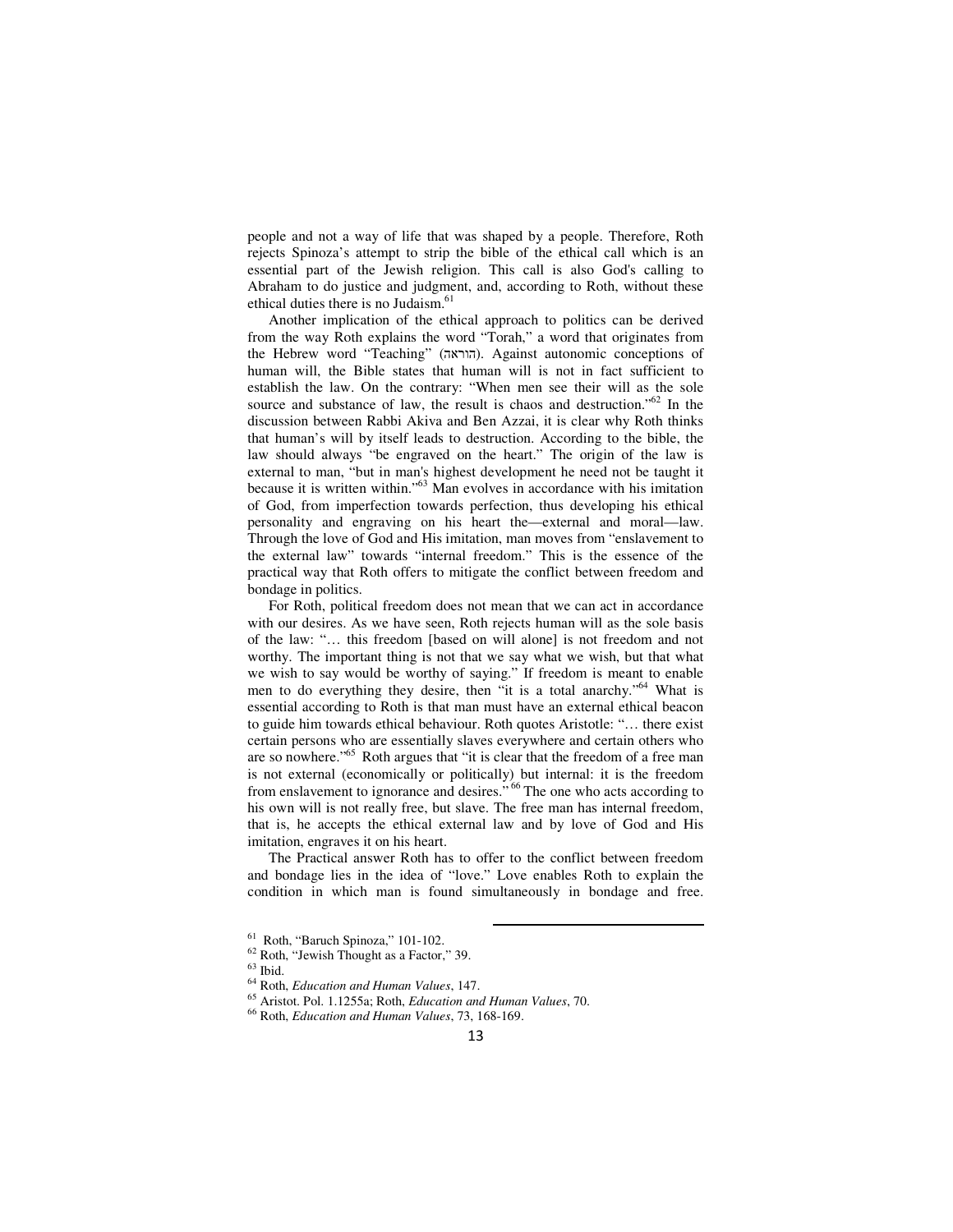people and not a way of life that was shaped by a people. Therefore, Roth rejects Spinoza's attempt to strip the bible of the ethical call which is an essential part of the Jewish religion. This call is also God's calling to Abraham to do justice and judgment, and, according to Roth, without these ethical duties there is no Judaism.[61]

Another implication of the ethical approach to politics can be derived from the way Roth explains the word "Torah," a word that originates from the Hebrew word "Teaching" (הוראה). Against autonomic conceptions of human will, the Bible states that human will is not in fact sufficient to establish the law. On the contrary: "When men see their will as the sole source and substance of law, the result is chaos and destruction."[62] In the discussion between Rabbi Akiva and Ben Azzai, it is clear why Roth thinks that human's will by itself leads to destruction. According to the bible, the law should always "be engraved on the heart." The origin of the law is external to man, "but in man's highest development he need not be taught it because it is written within."[63] Man evolves in accordance with his imitation of God, from imperfection towards perfection, thus developing his ethical personality and engraving on his heart the—external and moral—law. Through the love of God and His imitation, man moves from "enslavement to the external law" towards "internal freedom." This is the essence of the practical way that Roth offers to mitigate the conflict between freedom and bondage in politics.

For Roth, political freedom does not mean that we can act in accordance with our desires. As we have seen, Roth rejects human will as the sole basis of the law: "… this freedom [based on will alone] is not freedom and not worthy. The important thing is not that we say what we wish, but that what we wish to say would be worthy of saying." If freedom is meant to enable men to do everything they desire, then "it is a total anarchy."[64] What is essential according to Roth is that man must have an external ethical beacon to guide him towards ethical behaviour. Roth quotes Aristotle: "… there exist certain persons who are essentially slaves everywhere and certain others who are so nowhere."[65] Roth argues that "it is clear that the freedom of a free man is not external (economically or politically) but internal: it is the freedom from enslavement to ignorance and desires."[66] The one who acts according to his own will is not really free, but slave. The free man has internal freedom, that is, he accepts the ethical external law and by love of God and His imitation, engraves it on his heart.

The Practical answer Roth has to offer to the conflict between freedom and bondage lies in the idea of "love." Love enables Roth to explain the condition in which man is found simultaneously in bondage and free.

---

[61] Roth, "Baruch Spinoza," 101-102.

[62] Roth, "Jewish Thought as a Factor," 39.

[63] Ibid.

[64] Roth, *Education and Human Values*, 147.

[65] Aristot. Pol. 1.1255a; Roth, *Education and Human Values*, 70.

[66] Roth, *Education and Human Values*, 73, 168-169.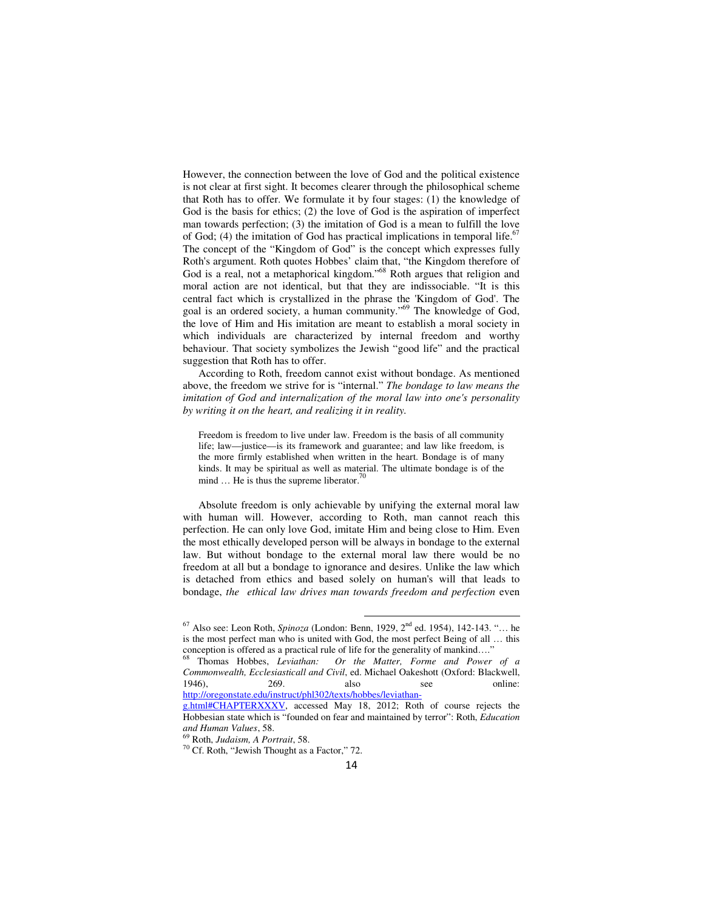However, the connection between the love of God and the political existence is not clear at first sight. It becomes clearer through the philosophical scheme that Roth has to offer. We formulate it by four stages: (1) the knowledge of God is the basis for ethics; (2) the love of God is the aspiration of imperfect man towards perfection; (3) the imitation of God is a mean to fulfill the love of God; (4) the imitation of God has practical implications in temporal life.[67] The concept of the "Kingdom of God" is the concept which expresses fully Roth's argument. Roth quotes Hobbes' claim that, "the Kingdom therefore of God is a real, not a metaphorical kingdom."[68] Roth argues that religion and moral action are not identical, but that they are indissociable. "It is this central fact which is crystallized in the phrase the 'Kingdom of God'. The goal is an ordered society, a human community."[69] The knowledge of God, the love of Him and His imitation are meant to establish a moral society in which individuals are characterized by internal freedom and worthy behaviour. That society symbolizes the Jewish "good life" and the practical suggestion that Roth has to offer.

According to Roth, freedom cannot exist without bondage. As mentioned above, the freedom we strive for is "internal." *The bondage to law means the imitation of God and internalization of the moral law into one's personality by writing it on the heart, and realizing it in reality.*

> Freedom is freedom to live under law. Freedom is the basis of all community life; law—justice—is its framework and guarantee; and law like freedom, is the more firmly established when written in the heart. Bondage is of many kinds. It may be spiritual as well as material. The ultimate bondage is of the mind … He is thus the supreme liberator.[70]

Absolute freedom is only achievable by unifying the external moral law with human will. However, according to Roth, man cannot reach this perfection. He can only love God, imitate Him and being close to Him. Even the most ethically developed person will be always in bondage to the external law. But without bondage to the external moral law there would be no freedom at all but a bondage to ignorance and desires. Unlike the law which is detached from ethics and based solely on human's will that leads to bondage, *the ethical law drives man towards freedom and perfection* even

---

[67] Also see: Leon Roth, *Spinoza* (London: Benn, 1929, 2nd ed. 1954), 142-143. "… he is the most perfect man who is united with God, the most perfect Being of all … this conception is offered as a practical rule of life for the generality of mankind…."

[68] Thomas Hobbes, *Leviathan: Or the Matter, Forme and Power of a Commonwealth, Ecclesiasticall and Civil*, ed. Michael Oakeshott (Oxford: Blackwell, 1946), 269. also see online: http://oregonstate.edu/instruct/phl302/texts/hobbes/leviathan-g.html#CHAPTERXXXV, accessed May 18, 2012; Roth of course rejects the Hobbesian state which is "founded on fear and maintained by terror": Roth, *Education and Human Values*, 58.

[69] Roth, *Judaism, A Portrait*, 58.

[70] Cf. Roth, "Jewish Thought as a Factor," 72.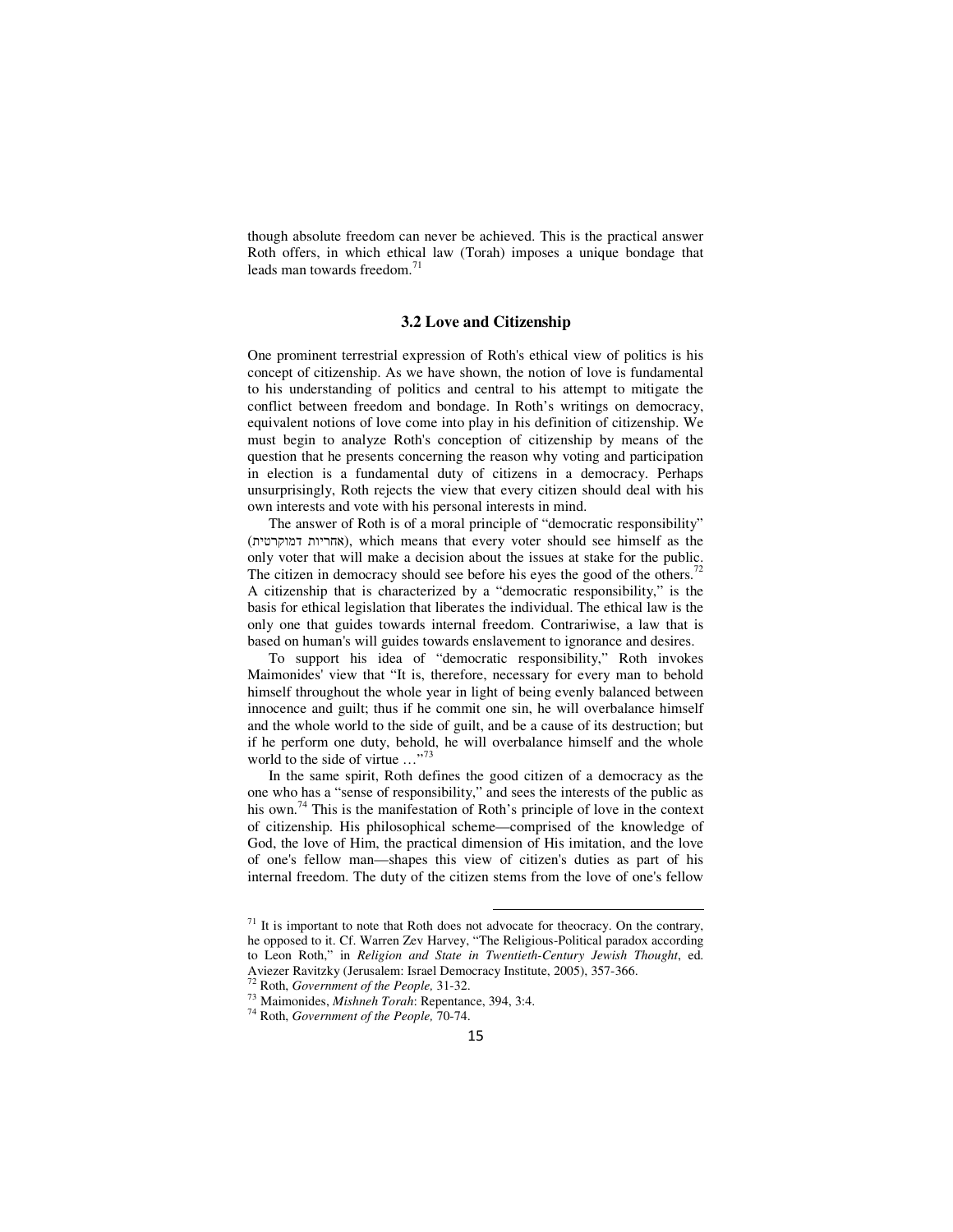though absolute freedom can never be achieved. This is the practical answer Roth offers, in which ethical law (Torah) imposes a unique bondage that leads man towards freedom.[71]

### 3.2 Love and Citizenship

One prominent terrestrial expression of Roth's ethical view of politics is his concept of citizenship. As we have shown, the notion of love is fundamental to his understanding of politics and central to his attempt to mitigate the conflict between freedom and bondage. In Roth's writings on democracy, equivalent notions of love come into play in his definition of citizenship. We must begin to analyze Roth's conception of citizenship by means of the question that he presents concerning the reason why voting and participation in election is a fundamental duty of citizens in a democracy. Perhaps unsurprisingly, Roth rejects the view that every citizen should deal with his own interests and vote with his personal interests in mind.

The answer of Roth is of a moral principle of "democratic responsibility" (אחריות דמוקרטית), which means that every voter should see himself as the only voter that will make a decision about the issues at stake for the public. The citizen in democracy should see before his eyes the good of the others.[72] A citizenship that is characterized by a "democratic responsibility," is the basis for ethical legislation that liberates the individual. The ethical law is the only one that guides towards internal freedom. Contrariwise, a law that is based on human's will guides towards enslavement to ignorance and desires.

To support his idea of "democratic responsibility," Roth invokes Maimonides' view that "It is, therefore, necessary for every man to behold himself throughout the whole year in light of being evenly balanced between innocence and guilt; thus if he commit one sin, he will overbalance himself and the whole world to the side of guilt, and be a cause of its destruction; but if he perform one duty, behold, he will overbalance himself and the whole world to the side of virtue …"[73]

In the same spirit, Roth defines the good citizen of a democracy as the one who has a "sense of responsibility," and sees the interests of the public as his own.[74] This is the manifestation of Roth's principle of love in the context of citizenship. His philosophical scheme—comprised of the knowledge of God, the love of Him, the practical dimension of His imitation, and the love of one's fellow man—shapes this view of citizen's duties as part of his internal freedom. The duty of the citizen stems from the love of one's fellow

---

[71] It is important to note that Roth does not advocate for theocracy. On the contrary, he opposed to it. Cf. Warren Zev Harvey, "The Religious-Political paradox according to Leon Roth," in *Religion and State in Twentieth-Century Jewish Thought*, ed. Aviezer Ravitzky (Jerusalem: Israel Democracy Institute, 2005), 357-366.

[72] Roth, *Government of the People,* 31-32.

[73] Maimonides, *Mishneh Torah*: Repentance, 394, 3:4.

[74] Roth, *Government of the People,* 70-74.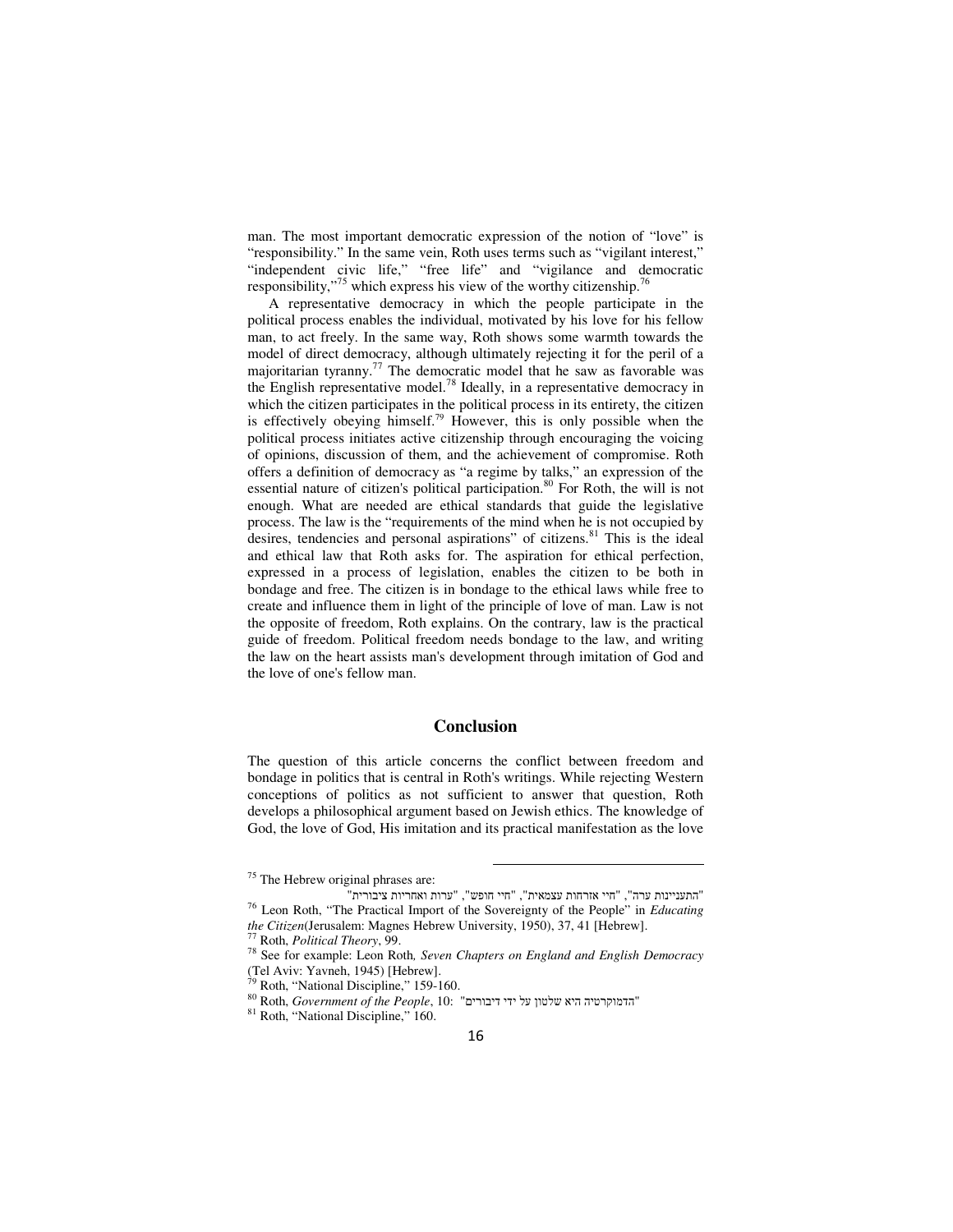man. The most important democratic expression of the notion of "love" is "responsibility." In the same vein, Roth uses terms such as "vigilant interest," "independent civic life," "free life" and "vigilance and democratic responsibility,"[75] which express his view of the worthy citizenship.[76]

A representative democracy in which the people participate in the political process enables the individual, motivated by his love for his fellow man, to act freely. In the same way, Roth shows some warmth towards the model of direct democracy, although ultimately rejecting it for the peril of a majoritarian tyranny.[77] The democratic model that he saw as favorable was the English representative model.[78] Ideally, in a representative democracy in which the citizen participates in the political process in its entirety, the citizen is effectively obeying himself.[79] However, this is only possible when the political process initiates active citizenship through encouraging the voicing of opinions, discussion of them, and the achievement of compromise. Roth offers a definition of democracy as "a regime by talks," an expression of the essential nature of citizen's political participation.[80] For Roth, the will is not enough. What are needed are ethical standards that guide the legislative process. The law is the "requirements of the mind when he is not occupied by desires, tendencies and personal aspirations" of citizens.[81] This is the ideal and ethical law that Roth asks for. The aspiration for ethical perfection, expressed in a process of legislation, enables the citizen to be both in bondage and free. The citizen is in bondage to the ethical laws while free to create and influence them in light of the principle of love of man. Law is not the opposite of freedom, Roth explains. On the contrary, law is the practical guide of freedom. Political freedom needs bondage to the law, and writing the law on the heart assists man's development through imitation of God and the love of one's fellow man.

## Conclusion

The question of this article concerns the conflict between freedom and bondage in politics that is central in Roth's writings. While rejecting Western conceptions of politics as not sufficient to answer that question, Roth develops a philosophical argument based on Jewish ethics. The knowledge of God, the love of God, His imitation and its practical manifestation as the love

---

[75] The Hebrew original phrases are:

"התעניינות ערה", "חיי אזרחות עצמאית", "חיי חופש", "ערות ואחריות ציבורית"

[76] Leon Roth, "The Practical Import of the Sovereignty of the People" in *Educating the Citizen*(Jerusalem: Magnes Hebrew University, 1950), 37, 41 [Hebrew].

[77] Roth, *Political Theory*, 99.

[78] See for example: Leon Roth*, Seven Chapters on England and English Democracy* (Tel Aviv: Yavneh, 1945) [Hebrew].

[79] Roth, "National Discipline," 159-160.

[80] Roth, *Government of the People*, 10: "הדמוקרטיה היא שלטון על ידי דיבורים"

[81] Roth, "National Discipline," 160.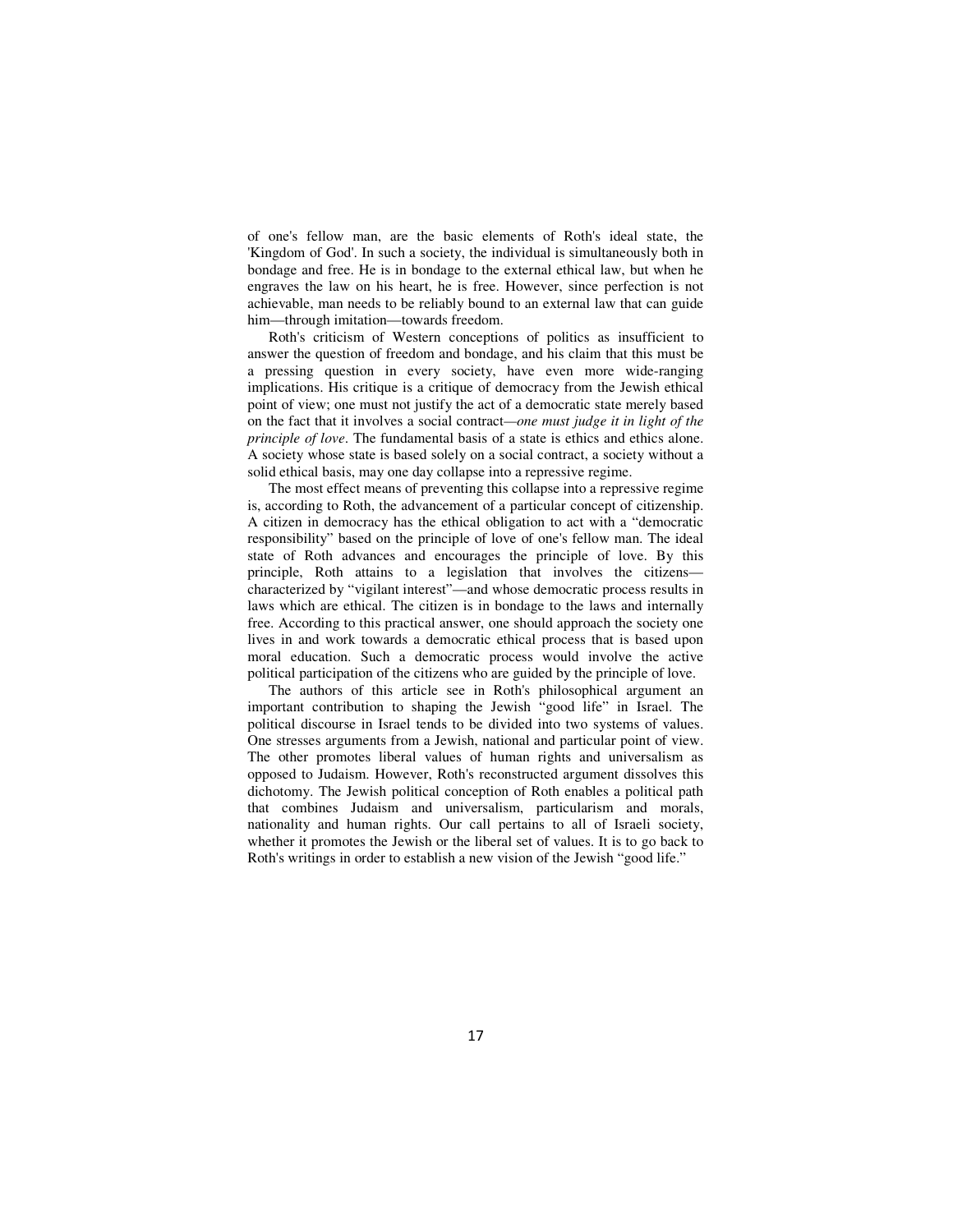of one's fellow man, are the basic elements of Roth's ideal state, the 'Kingdom of God'. In such a society, the individual is simultaneously both in bondage and free. He is in bondage to the external ethical law, but when he engraves the law on his heart, he is free. However, since perfection is not achievable, man needs to be reliably bound to an external law that can guide him—through imitation—towards freedom.

Roth's criticism of Western conceptions of politics as insufficient to answer the question of freedom and bondage, and his claim that this must be a pressing question in every society, have even more wide-ranging implications. His critique is a critique of democracy from the Jewish ethical point of view; one must not justify the act of a democratic state merely based on the fact that it involves a social contract—*one must judge it in light of the principle of love*. The fundamental basis of a state is ethics and ethics alone. A society whose state is based solely on a social contract, a society without a solid ethical basis, may one day collapse into a repressive regime.

The most effect means of preventing this collapse into a repressive regime is, according to Roth, the advancement of a particular concept of citizenship. A citizen in democracy has the ethical obligation to act with a "democratic responsibility" based on the principle of love of one's fellow man. The ideal state of Roth advances and encourages the principle of love. By this principle, Roth attains to a legislation that involves the citizens—characterized by "vigilant interest"—and whose democratic process results in laws which are ethical. The citizen is in bondage to the laws and internally free. According to this practical answer, one should approach the society one lives in and work towards a democratic ethical process that is based upon moral education. Such a democratic process would involve the active political participation of the citizens who are guided by the principle of love.

The authors of this article see in Roth's philosophical argument an important contribution to shaping the Jewish "good life" in Israel. The political discourse in Israel tends to be divided into two systems of values. One stresses arguments from a Jewish, national and particular point of view. The other promotes liberal values of human rights and universalism as opposed to Judaism. However, Roth's reconstructed argument dissolves this dichotomy. The Jewish political conception of Roth enables a political path that combines Judaism and universalism, particularism and morals, nationality and human rights. Our call pertains to all of Israeli society, whether it promotes the Jewish or the liberal set of values. It is to go back to Roth's writings in order to establish a new vision of the Jewish "good life."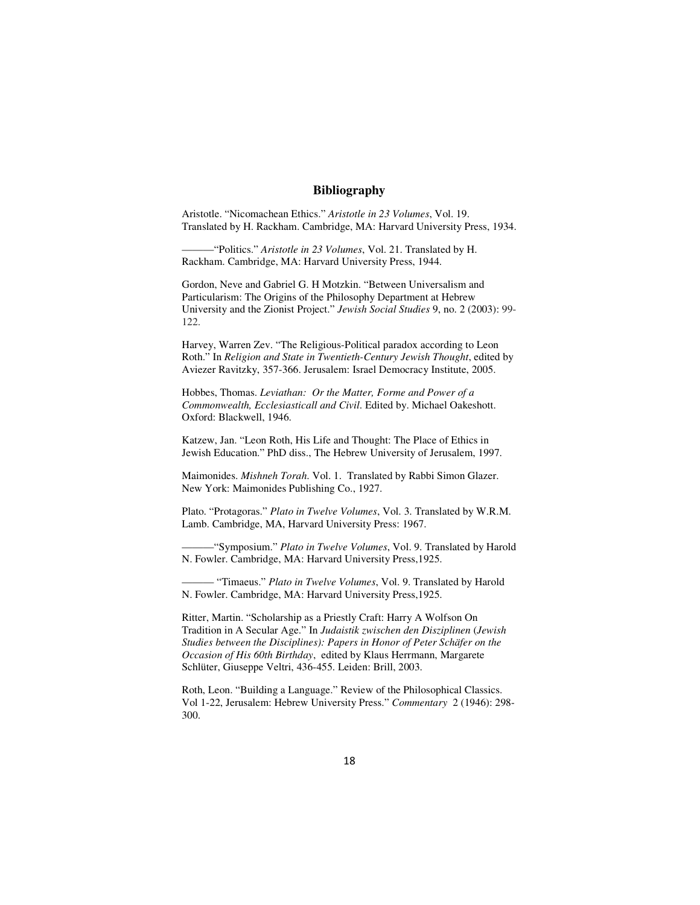# Bibliography

Aristotle. "Nicomachean Ethics." *Aristotle in 23 Volumes*, Vol. 19. Translated by H. Rackham. Cambridge, MA: Harvard University Press, 1934.

———"Politics." *Aristotle in 23 Volumes*, Vol. 21. Translated by H. Rackham. Cambridge, MA: Harvard University Press, 1944.

Gordon, Neve and Gabriel G. H Motzkin. "Between Universalism and Particularism: The Origins of the Philosophy Department at Hebrew University and the Zionist Project." *Jewish Social Studies* 9, no. 2 (2003): 99-122.

Harvey, Warren Zev. "The Religious-Political paradox according to Leon Roth." In *Religion and State in Twentieth-Century Jewish Thought*, edited by Aviezer Ravitzky, 357-366. Jerusalem: Israel Democracy Institute, 2005.

Hobbes, Thomas. *Leviathan: Or the Matter, Forme and Power of a Commonwealth, Ecclesiasticall and Civil*. Edited by. Michael Oakeshott. Oxford: Blackwell, 1946.

Katzew, Jan. "Leon Roth, His Life and Thought: The Place of Ethics in Jewish Education." PhD diss., The Hebrew University of Jerusalem, 1997.

Maimonides. *Mishneh Torah*. Vol. 1. Translated by Rabbi Simon Glazer. New York: Maimonides Publishing Co., 1927.

Plato. "Protagoras." *Plato in Twelve Volumes*, Vol. 3. Translated by W.R.M. Lamb. Cambridge, MA, Harvard University Press: 1967.

———"Symposium." *Plato in Twelve Volumes*, Vol. 9. Translated by Harold N. Fowler. Cambridge, MA: Harvard University Press,1925.

——— "Timaeus." *Plato in Twelve Volumes*, Vol. 9. Translated by Harold N. Fowler. Cambridge, MA: Harvard University Press,1925.

Ritter, Martin. "Scholarship as a Priestly Craft: Harry A Wolfson On Tradition in A Secular Age." In *Judaistik zwischen den Disziplinen* (*Jewish Studies between the Disciplines): Papers in Honor of Peter Schäfer on the Occasion of His 60th Birthday*, edited by Klaus Herrmann, Margarete Schlüter, Giuseppe Veltri, 436-455. Leiden: Brill, 2003.

Roth, Leon. "Building a Language." Review of the Philosophical Classics. Vol 1-22, Jerusalem: Hebrew University Press." *Commentary* 2 (1946): 298-300.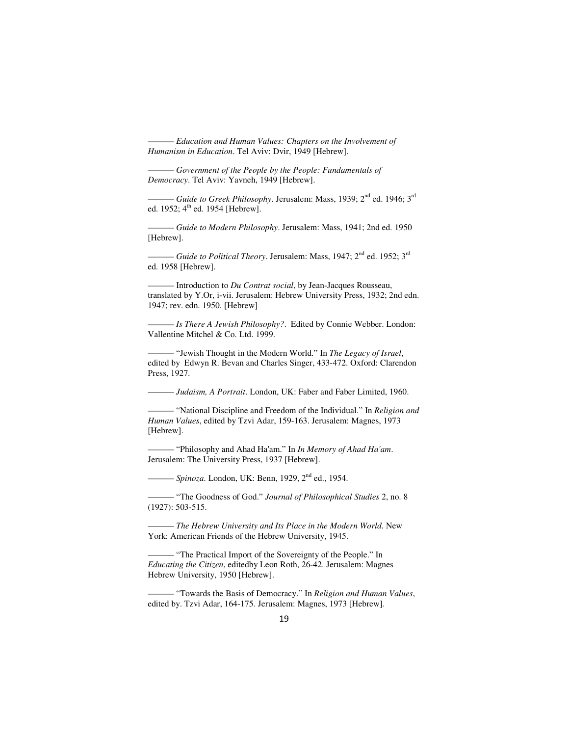——— *Education and Human Values: Chapters on the Involvement of Humanism in Education*. Tel Aviv: Dvir, 1949 [Hebrew].

——— *Government of the People by the People: Fundamentals of Democracy*. Tel Aviv: Yavneh, 1949 [Hebrew].

——— *Guide to Greek Philosophy*. Jerusalem: Mass, 1939; 2nd ed. 1946; 3rd ed. 1952; 4th ed. 1954 [Hebrew].

——— *Guide to Modern Philosophy*. Jerusalem: Mass, 1941; 2nd ed. 1950 [Hebrew].

——— *Guide to Political Theory*. Jerusalem: Mass, 1947; 2nd ed. 1952; 3rd ed. 1958 [Hebrew].

——— Introduction to *Du Contrat social*, by Jean-Jacques Rousseau, translated by Y.Or, i-vii. Jerusalem: Hebrew University Press, 1932; 2nd edn. 1947; rev. edn. 1950. [Hebrew]

——— *Is There A Jewish Philosophy?*. Edited by Connie Webber. London: Vallentine Mitchel & Co. Ltd. 1999.

——— "Jewish Thought in the Modern World." In *The Legacy of Israel*, edited by Edwyn R. Bevan and Charles Singer, 433-472. Oxford: Clarendon Press, 1927.

——— *Judaism, A Portrait*. London, UK: Faber and Faber Limited, 1960.

——— "National Discipline and Freedom of the Individual." In *Religion and Human Values*, edited by Tzvi Adar, 159-163. Jerusalem: Magnes, 1973 [Hebrew].

——— "Philosophy and Ahad Ha'am." In *In Memory of Ahad Ha'am*. Jerusalem: The University Press, 1937 [Hebrew].

——— *Spinoza*. London, UK: Benn, 1929, 2nd ed., 1954.

——— "The Goodness of God." *Journal of Philosophical Studies* 2, no. 8 (1927): 503-515.

——— *The Hebrew University and Its Place in the Modern World*. New York: American Friends of the Hebrew University, 1945.

——— "The Practical Import of the Sovereignty of the People." In *Educating the Citizen*, editedby Leon Roth, 26-42. Jerusalem: Magnes Hebrew University, 1950 [Hebrew].

——— "Towards the Basis of Democracy." In *Religion and Human Values*, edited by. Tzvi Adar, 164-175. Jerusalem: Magnes, 1973 [Hebrew].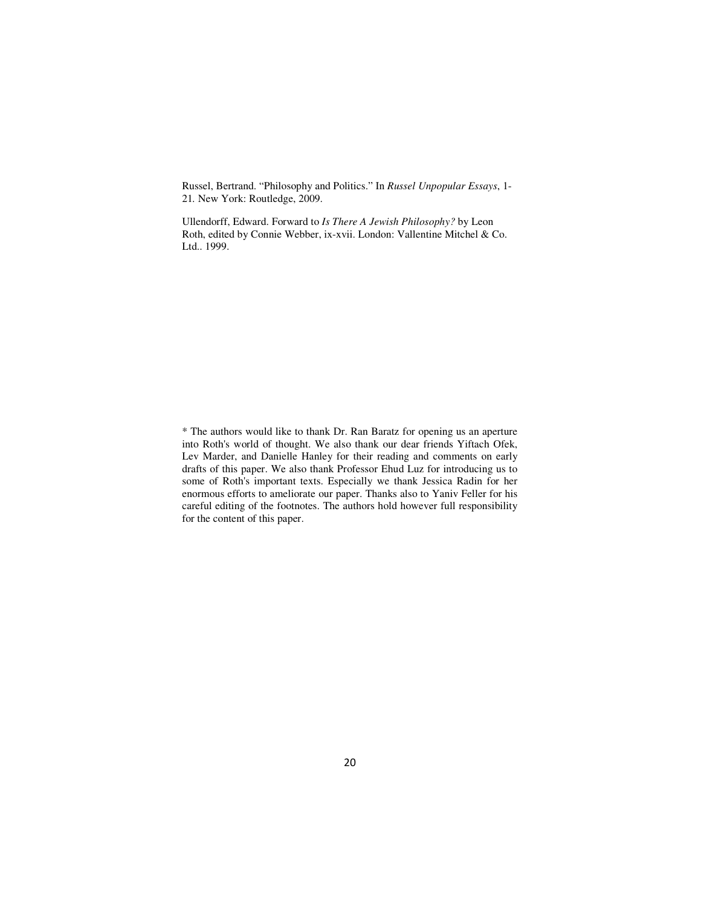Russel, Bertrand. "Philosophy and Politics." In *Russel Unpopular Essays*, 1-21. New York: Routledge, 2009.

Ullendorff, Edward. Forward to *Is There A Jewish Philosophy?* by Leon Roth, edited by Connie Webber, ix-xvii. London: Vallentine Mitchel & Co. Ltd.. 1999.

* The authors would like to thank Dr. Ran Baratz for opening us an aperture into Roth's world of thought. We also thank our dear friends Yiftach Ofek, Lev Marder, and Danielle Hanley for their reading and comments on early drafts of this paper. We also thank Professor Ehud Luz for introducing us to some of Roth's important texts. Especially we thank Jessica Radin for her enormous efforts to ameliorate our paper. Thanks also to Yaniv Feller for his careful editing of the footnotes. The authors hold however full responsibility for the content of this paper.